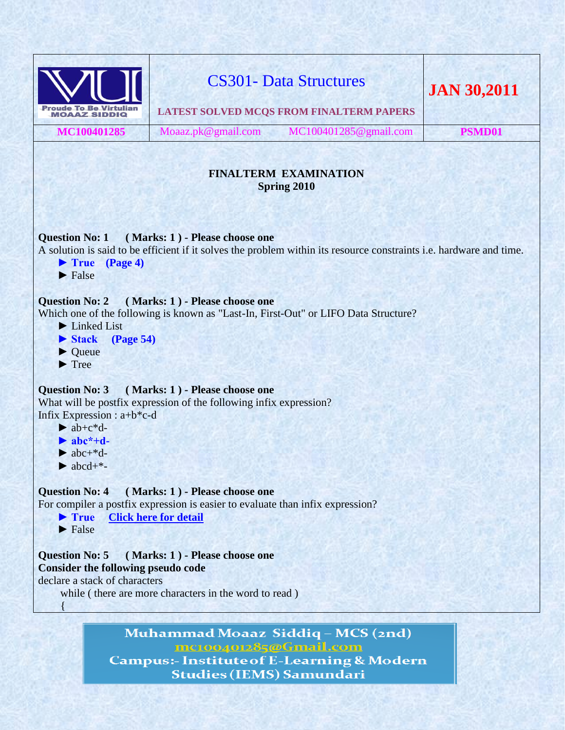| Proude To Be Virtulian MOAAZ SIDDIQ | CS301- Data Structures<br>LATEST SOLVED MCQS FROM FINALTERM PAPERS | | JAN 30,2011 |
|---|---|---|---|
| MC100401285 | Moaaz.pk@gmail.com | MC100401285@gmail.com | PSMD01 |

**FINALTERM EXAMINATION**
**Spring 2010**

**Question No: 1 ( Marks: 1 ) - Please choose one**
A solution is said to be efficient if it solves the problem within its resource constraints i.e. hardware and time.

- ► **True (Page 4)**
- ► False

**Question No: 2 ( Marks: 1 ) - Please choose one**
Which one of the following is known as "Last-In, First-Out" or LIFO Data Structure?

- ► Linked List
- ► **Stack (Page 54)**
- ► Queue
- ► Tree

**Question No: 3 ( Marks: 1 ) - Please choose one**
What will be postfix expression of the following infix expression?
Infix Expression : a+b*c-d

- ► ab+c*d-
- ► **abc*+d-**
- ► abc+*d-
- ► abcd+*-

**Question No: 4 ( Marks: 1 ) - Please choose one**
For compiler a postfix expression is easier to evaluate than infix expression?

- ► **True** Click here for detail
- ► False

**Question No: 5 ( Marks: 1 ) - Please choose one**
**Consider the following pseudo code**

```
declare a stack of characters
    while ( there are more characters in the word to read )
    {
```

Muhammad Moaaz Siddiq – MCS (2nd)
mc100401285@Gmail.com
Campus:- Institute of E-Learning & Modern Studies (IEMS) Samundari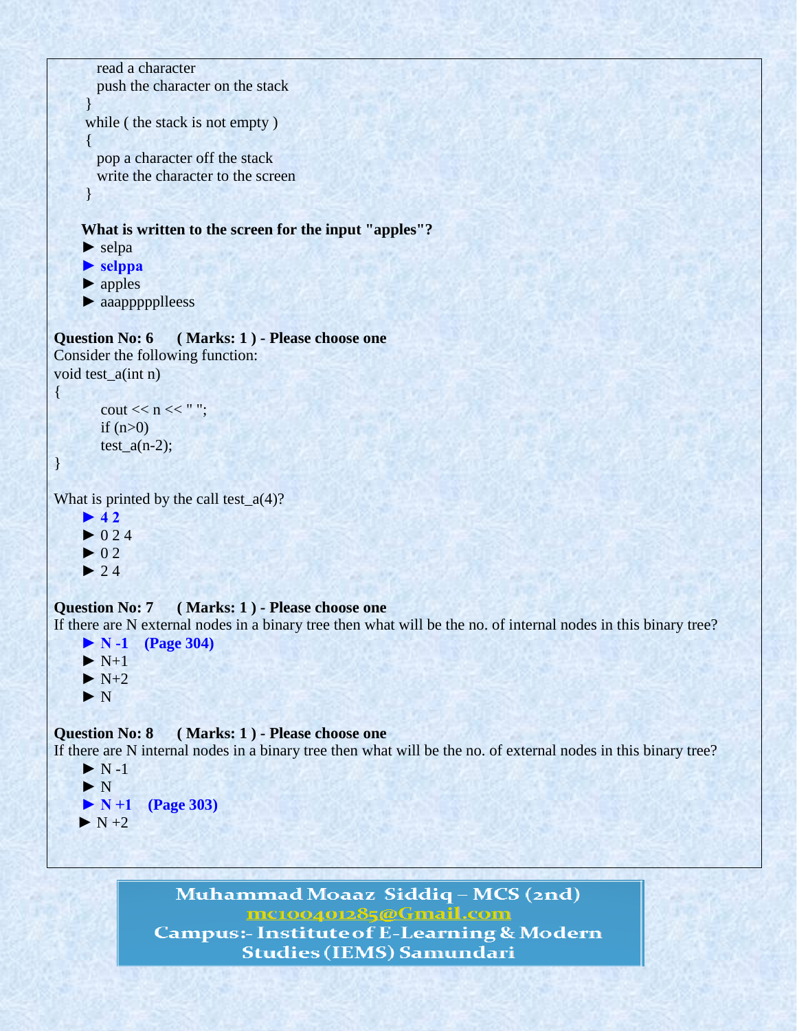```
    read a character
    push the character on the stack
  }
  while ( the stack is not empty )
  {
    pop a character off the stack
    write the character to the screen
  }
```

**What is written to the screen for the input "apples"?**

► selpa
► **selppa**
► apples
► aaappppplleess

**Question No: 6 ( Marks: 1 ) - Please choose one**

Consider the following function:

```
void test_a(int n)
{
        cout << n << " ";
        if (n>0)
        test_a(n-2);
}
```

What is printed by the call test_a(4)?

► **4 2**
► 0 2 4
► 0 2
► 2 4

**Question No: 7 ( Marks: 1 ) - Please choose one**

If there are N external nodes in a binary tree then what will be the no. of internal nodes in this binary tree?

► **N -1 (Page 304)**
► N+1
► N+2
► N

**Question No: 8 ( Marks: 1 ) - Please choose one**

If there are N internal nodes in a binary tree then what will be the no. of external nodes in this binary tree?

► N -1
► N
► **N +1 (Page 303)**
► N +2

Muhammad Moaaz Siddiq – MCS (2nd)
mc100401285@Gmail.com
Campus:- Institute of E-Learning & Modern Studies (IEMS) Samundari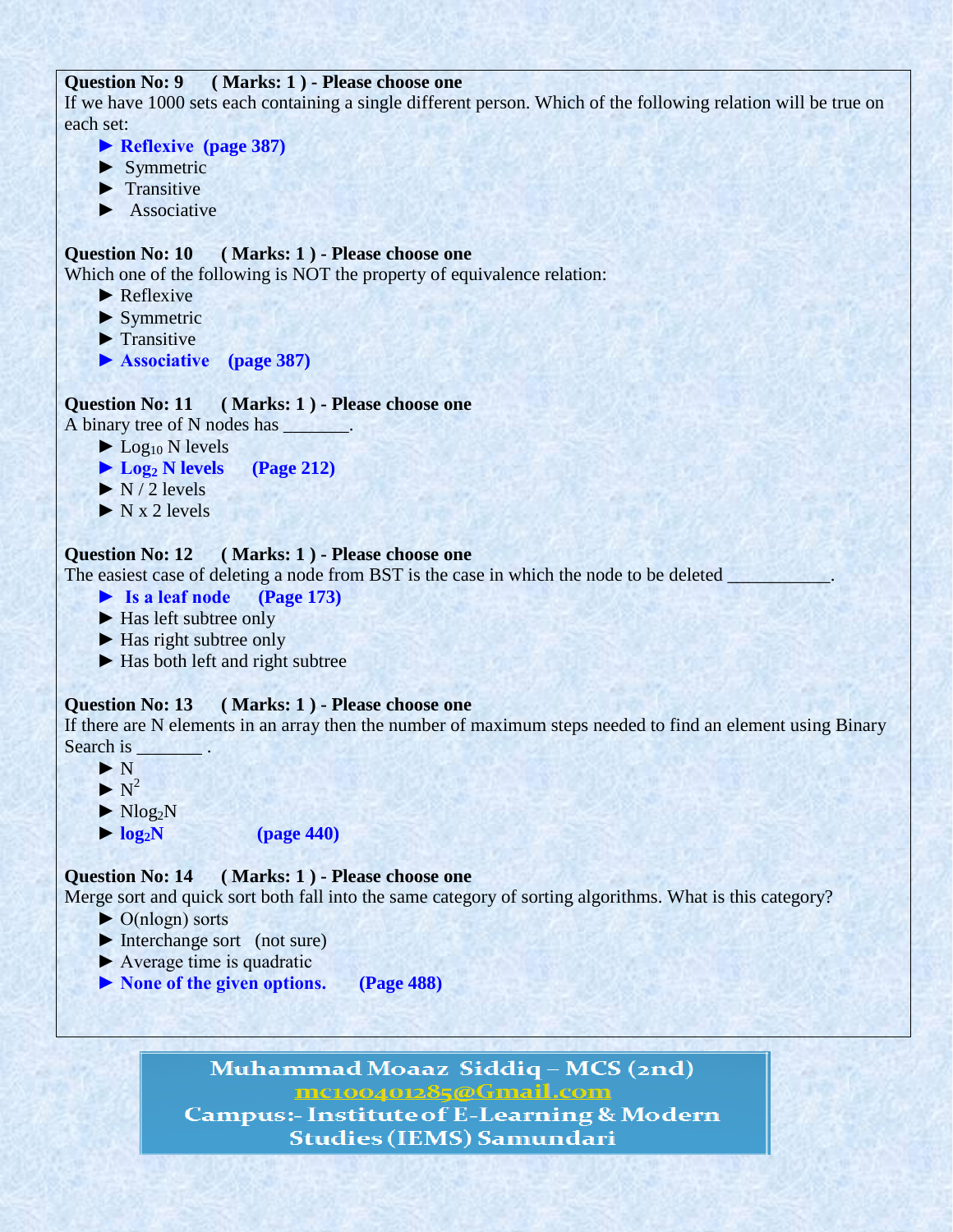**Question No: 9 ( Marks: 1 ) - Please choose one**

If we have 1000 sets each containing a single different person. Which of the following relation will be true on each set:

- ► **Reflexive (page 387)**
- ► Symmetric
- ► Transitive
- ► Associative

**Question No: 10 ( Marks: 1 ) - Please choose one**

Which one of the following is NOT the property of equivalence relation:

- ► Reflexive
- ► Symmetric
- ► Transitive
- ► **Associative (page 387)**

**Question No: 11 ( Marks: 1 ) - Please choose one**

A binary tree of N nodes has _______.

- ► $\text{Log}_{10}$ N levels
- ► **$\text{Log}_2$ N levels (Page 212)**
- ► N / 2 levels
- ► N x 2 levels

**Question No: 12 ( Marks: 1 ) - Please choose one**

The easiest case of deleting a node from BST is the case in which the node to be deleted ___________.

- ► **Is a leaf node (Page 173)**
- ► Has left subtree only
- ► Has right subtree only
- ► Has both left and right subtree

**Question No: 13 ( Marks: 1 ) - Please choose one**

If there are N elements in an array then the number of maximum steps needed to find an element using Binary Search is _______ .

- ► N
- ► $N^2$
- ► $N\log_2 N$
- ► **$\log_2 N$ (page 440)**

**Question No: 14 ( Marks: 1 ) - Please choose one**

Merge sort and quick sort both fall into the same category of sorting algorithms. What is this category?

- ► O(nlogn) sorts
- ► Interchange sort (not sure)
- ► Average time is quadratic
- ► **None of the given options. (Page 488)**

Muhammad Moaaz Siddiq – MCS (2nd)
mc100401285@Gmail.com
Campus:- Institute of E-Learning & Modern Studies (IEMS) Samundari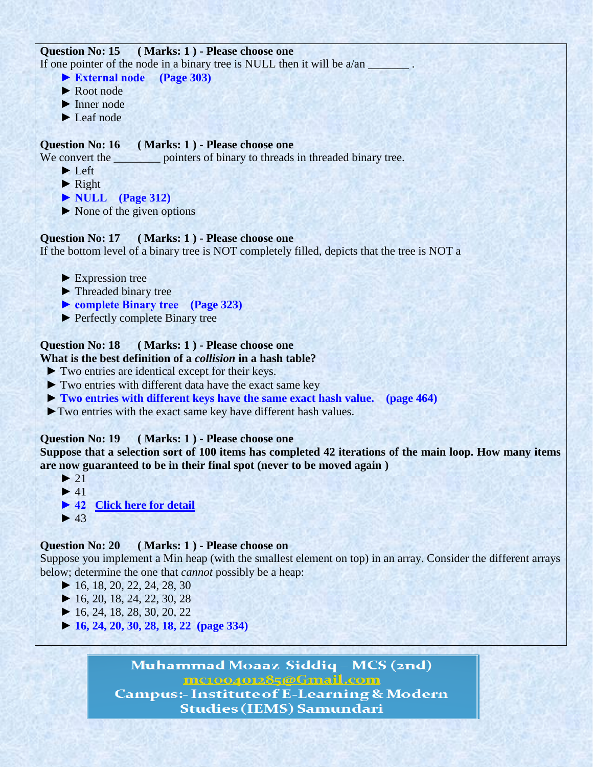**Question No: 15 ( Marks: 1 ) - Please choose one**

If one pointer of the node in a binary tree is NULL then it will be a/an _______ .

- ► **External node (Page 303)**
- ► Root node
- ► Inner node
- ► Leaf node

**Question No: 16 ( Marks: 1 ) - Please choose one**

We convert the ________ pointers of binary to threads in threaded binary tree.

- ► Left
- ► Right
- ► **NULL (Page 312)**
- ► None of the given options

**Question No: 17 ( Marks: 1 ) - Please choose one**

If the bottom level of a binary tree is NOT completely filled, depicts that the tree is NOT a

- ► Expression tree
- ► Threaded binary tree
- ► **complete Binary tree (Page 323)**
- ► Perfectly complete Binary tree

**Question No: 18 ( Marks: 1 ) - Please choose one**

**What is the best definition of a *collision* in a hash table?**

- ► Two entries are identical except for their keys.
- ► Two entries with different data have the exact same key
- ► **Two entries with different keys have the same exact hash value. (page 464)**
- ► Two entries with the exact same key have different hash values.

**Question No: 19 ( Marks: 1 ) - Please choose one**

**Suppose that a selection sort of 100 items has completed 42 iterations of the main loop. How many items are now guaranteed to be in their final spot (never to be moved again )**

- ► 21
- ► 41
- ► **42** [Click here for detail]
- ► 43

**Question No: 20 ( Marks: 1 ) - Please choose on**

Suppose you implement a Min heap (with the smallest element on top) in an array. Consider the different arrays below; determine the one that *cannot* possibly be a heap:

- ► 16, 18, 20, 22, 24, 28, 30
- ► 16, 20, 18, 24, 22, 30, 28
- ► 16, 24, 18, 28, 30, 20, 22
- ► **16, 24, 20, 30, 28, 18, 22 (page 334)**

Muhammad Moaaz Siddiq – MCS (2nd)
mc100401285@Gmail.com
Campus:- Institute of E-Learning & Modern Studies (IEMS) Samundari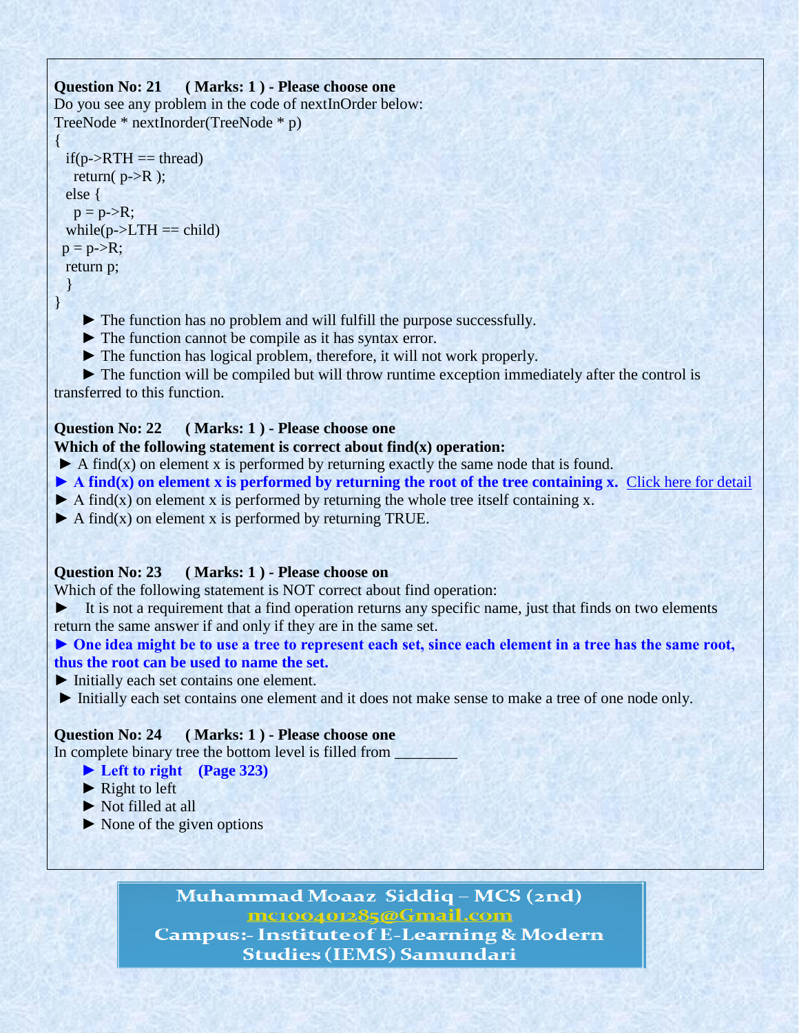**Question No: 21 ( Marks: 1 ) - Please choose one**

Do you see any problem in the code of nextInOrder below:

```
TreeNode * nextInorder(TreeNode * p)
{
  if(p->RTH == thread)
    return( p->R );
  else {
    p = p->R;
  while(p->LTH == child)
 p = p->R;
  return p;
  }
}
```

► The function has no problem and will fulfill the purpose successfully.

► The function cannot be compile as it has syntax error.

► The function has logical problem, therefore, it will not work properly.

► The function will be compiled but will throw runtime exception immediately after the control is transferred to this function.

**Question No: 22 ( Marks: 1 ) - Please choose one**

**Which of the following statement is correct about find(x) operation:**

► A find(x) on element x is performed by returning exactly the same node that is found.

**► A find(x) on element x is performed by returning the root of the tree containing x.** Click here for detail

► A find(x) on element x is performed by returning the whole tree itself containing x.

► A find(x) on element x is performed by returning TRUE.

**Question No: 23 ( Marks: 1 ) - Please choose on**

Which of the following statement is NOT correct about find operation:

► It is not a requirement that a find operation returns any specific name, just that finds on two elements return the same answer if and only if they are in the same set.

**► One idea might be to use a tree to represent each set, since each element in a tree has the same root, thus the root can be used to name the set.**

► Initially each set contains one element.

► Initially each set contains one element and it does not make sense to make a tree of one node only.

**Question No: 24 ( Marks: 1 ) - Please choose one**

In complete binary tree the bottom level is filled from ________

**► Left to right (Page 323)**

► Right to left

► Not filled at all

► None of the given options

Muhammad Moaaz Siddiq – MCS (2nd)
mc100401285@Gmail.com
Campus:- Institute of E-Learning & Modern Studies (IEMS) Samundari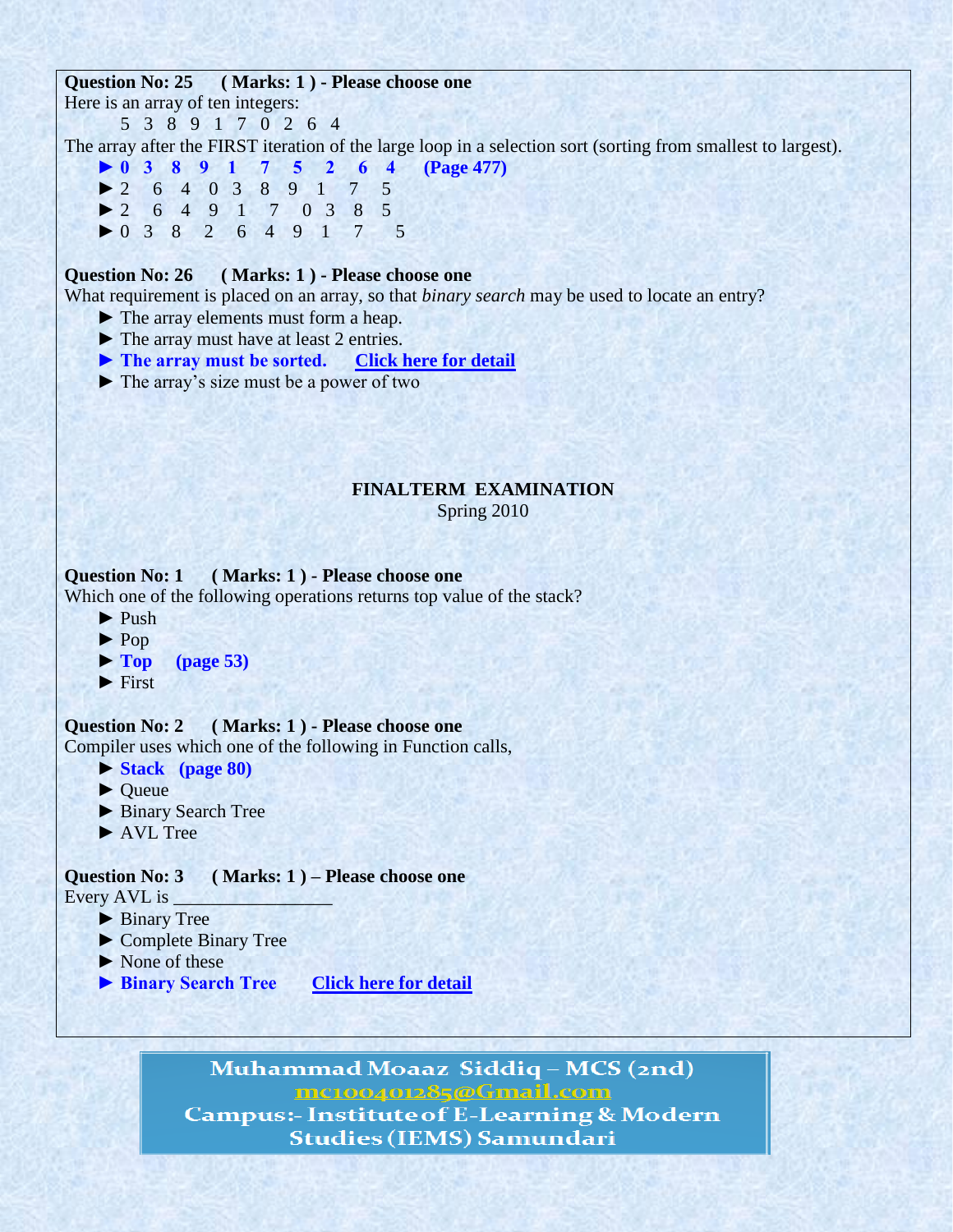**Question No: 25 ( Marks: 1 ) - Please choose one**

Here is an array of ten integers:

5 3 8 9 1 7 0 2 6 4

The array after the FIRST iteration of the large loop in a selection sort (sorting from smallest to largest).

- ► **0 3 8 9 1 7 5 2 6 4 (Page 477)**
- ► 2 6 4 0 3 8 9 1 7 5
- ► 2 6 4 9 1 7 0 3 8 5
- ► 0 3 8 2 6 4 9 1 7 5

**Question No: 26 ( Marks: 1 ) - Please choose one**

What requirement is placed on an array, so that *binary search* may be used to locate an entry?

- ► The array elements must form a heap.
- ► The array must have at least 2 entries.
- ► **The array must be sorted.** Click here for detail
- ► The array's size must be a power of two

**FINALTERM EXAMINATION**

Spring 2010

**Question No: 1 ( Marks: 1 ) - Please choose one**

Which one of the following operations returns top value of the stack?

- ► Push
- ► Pop
- ► **Top (page 53)**
- ► First

**Question No: 2 ( Marks: 1 ) - Please choose one**

Compiler uses which one of the following in Function calls,

- ► **Stack (page 80)**
- ► Queue
- ► Binary Search Tree
- ► AVL Tree

**Question No: 3 ( Marks: 1 ) – Please choose one**

Every AVL is _________________

- ► Binary Tree
- ► Complete Binary Tree
- ► None of these
- ► **Binary Search Tree** Click here for detail

Muhammad Moaaz Siddiq – MCS (2nd)
mc100401285@Gmail.com
Campus:- Institute of E-Learning & Modern Studies (IEMS) Samundari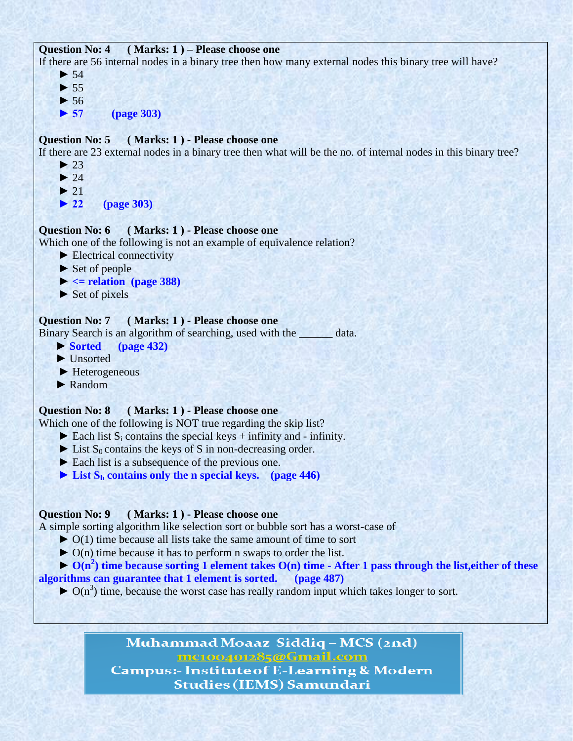**Question No: 4 ( Marks: 1 ) – Please choose one**

If there are 56 internal nodes in a binary tree then how many external nodes this binary tree will have?

► 54

► 55

► 56

► **57 (page 303)**

**Question No: 5 ( Marks: 1 ) - Please choose one**

If there are 23 external nodes in a binary tree then what will be the no. of internal nodes in this binary tree?

► 23

► 24

► 21

► **22 (page 303)**

**Question No: 6 ( Marks: 1 ) - Please choose one**

Which one of the following is not an example of equivalence relation?

► Electrical connectivity

► Set of people

► **<= relation (page 388)**

► Set of pixels

**Question No: 7 ( Marks: 1 ) - Please choose one**

Binary Search is an algorithm of searching, used with the ______ data.

► **Sorted (page 432)**

► Unsorted

► Heterogeneous

► Random

**Question No: 8 ( Marks: 1 ) - Please choose one**

Which one of the following is NOT true regarding the skip list?

► Each list $S_i$ contains the special keys + infinity and - infinity.

► List $S_0$ contains the keys of S in non-decreasing order.

► Each list is a subsequence of the previous one.

► **List $S_h$ contains only the n special keys. (page 446)**

**Question No: 9 ( Marks: 1 ) - Please choose one**

A simple sorting algorithm like selection sort or bubble sort has a worst-case of

► O(1) time because all lists take the same amount of time to sort

► O(n) time because it has to perform n swaps to order the list.

► **$O(n^2)$ time because sorting 1 element takes O(n) time - After 1 pass through the list,either of these algorithms can guarantee that 1 element is sorted. (page 487)**

► $O(n^3)$ time, because the worst case has really random input which takes longer to sort.

Muhammad Moaaz Siddiq – MCS (2nd)
mc100401285@Gmail.com
Campus:- Institute of E-Learning & Modern Studies (IEMS) Samundari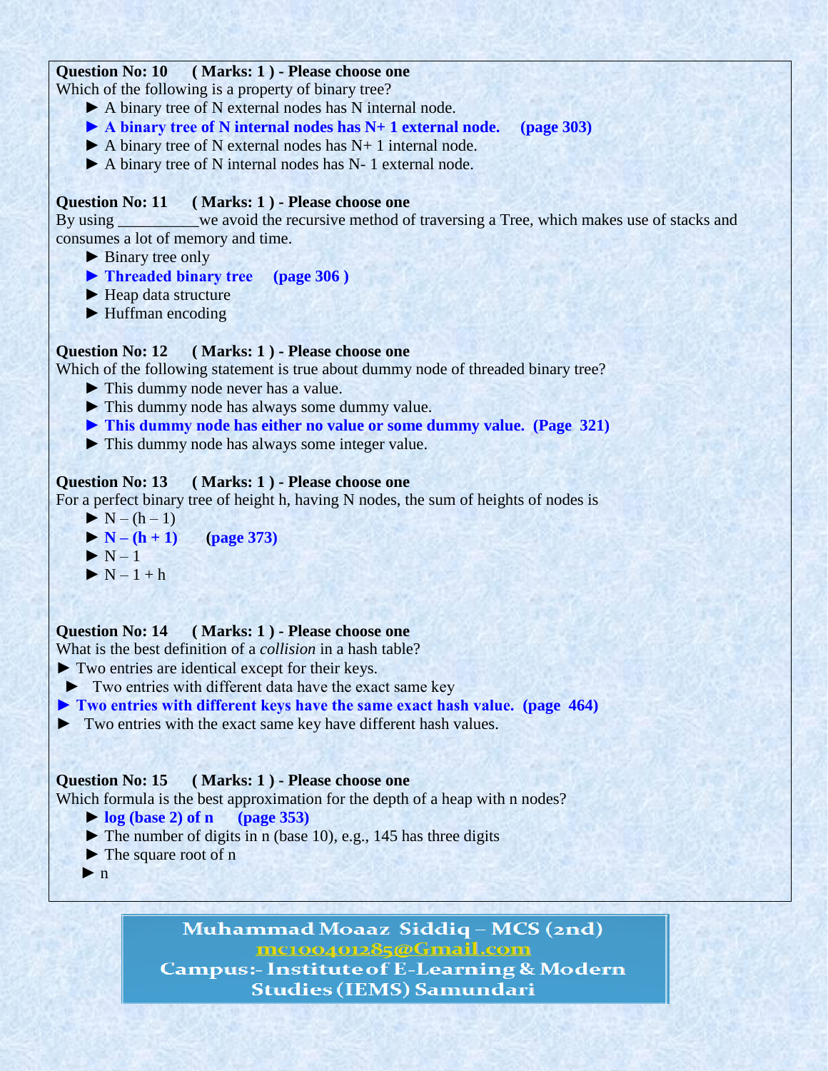**Question No: 10 ( Marks: 1 ) - Please choose one**

Which of the following is a property of binary tree?

- ► A binary tree of N external nodes has N internal node.
- ► **A binary tree of N internal nodes has N+ 1 external node. (page 303)**
- ► A binary tree of N external nodes has N+ 1 internal node.
- ► A binary tree of N internal nodes has N- 1 external node.

**Question No: 11 ( Marks: 1 ) - Please choose one**

By using __________we avoid the recursive method of traversing a Tree, which makes use of stacks and consumes a lot of memory and time.

- ► Binary tree only
- ► **Threaded binary tree (page 306 )**
- ► Heap data structure
- ► Huffman encoding

**Question No: 12 ( Marks: 1 ) - Please choose one**

Which of the following statement is true about dummy node of threaded binary tree?

- ► This dummy node never has a value.
- ► This dummy node has always some dummy value.
- ► **This dummy node has either no value or some dummy value. (Page 321)**
- ► This dummy node has always some integer value.

**Question No: 13 ( Marks: 1 ) - Please choose one**

For a perfect binary tree of height h, having N nodes, the sum of heights of nodes is

- ► N – (h – 1)
- ► **N – (h + 1) (page 373)**
- ► N – 1
- ► N – 1 + h

**Question No: 14 ( Marks: 1 ) - Please choose one**

What is the best definition of a *collision* in a hash table?

- ► Two entries are identical except for their keys.
- ► Two entries with different data have the exact same key
- ► **Two entries with different keys have the same exact hash value. (page 464)**
- ► Two entries with the exact same key have different hash values.

**Question No: 15 ( Marks: 1 ) - Please choose one**

Which formula is the best approximation for the depth of a heap with n nodes?

- ► **log (base 2) of n (page 353)**
- ► The number of digits in n (base 10), e.g., 145 has three digits
- ► The square root of n
- ► n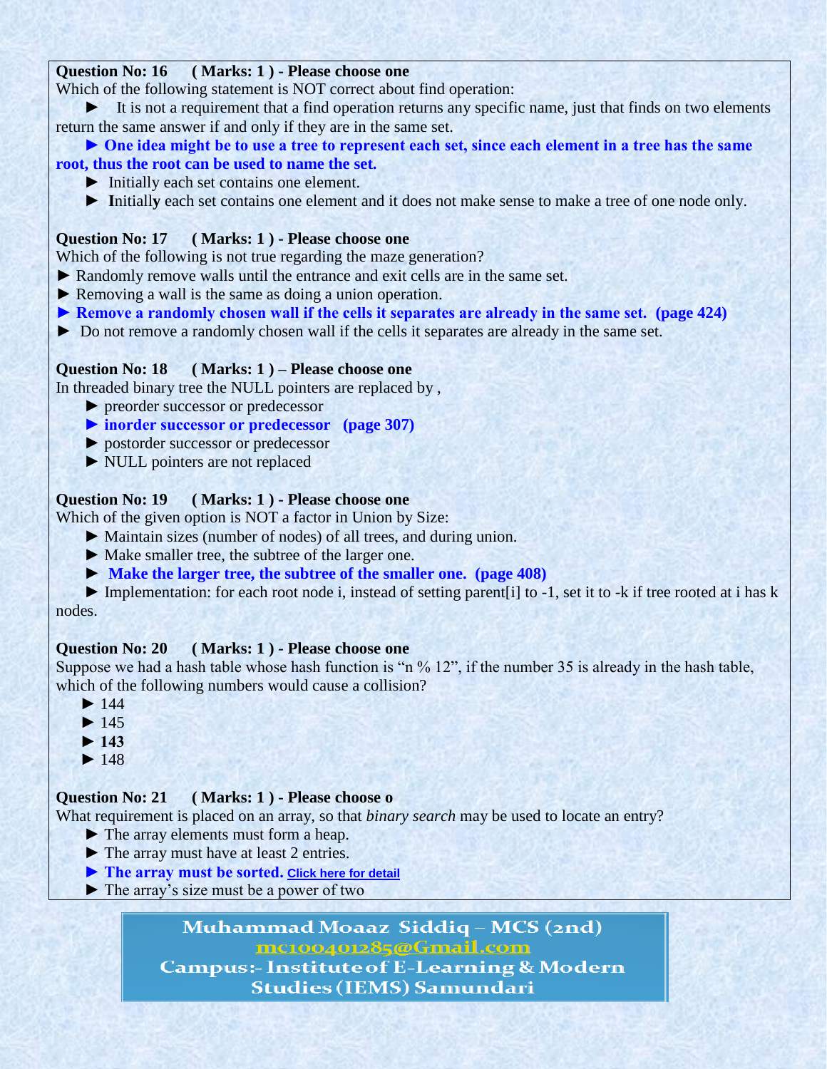**Question No: 16 ( Marks: 1 ) - Please choose one**

Which of the following statement is NOT correct about find operation:

► It is not a requirement that a find operation returns any specific name, just that finds on two elements return the same answer if and only if they are in the same set.

► **One idea might be to use a tree to represent each set, since each element in a tree has the same root, thus the root can be used to name the set.**

► Initially each set contains one element.

► **I**nitiall**y** each set contains one element and it does not make sense to make a tree of one node only.

**Question No: 17 ( Marks: 1 ) - Please choose one**

Which of the following is not true regarding the maze generation?

► Randomly remove walls until the entrance and exit cells are in the same set.

► Removing a wall is the same as doing a union operation.

► **Remove a randomly chosen wall if the cells it separates are already in the same set. (page 424)**

► Do not remove a randomly chosen wall if the cells it separates are already in the same set.

**Question No: 18 ( Marks: 1 ) – Please choose one**

In threaded binary tree the NULL pointers are replaced by ,

► preorder successor or predecessor

► **inorder successor or predecessor (page 307)**

► postorder successor or predecessor

► NULL pointers are not replaced

**Question No: 19 ( Marks: 1 ) - Please choose one**

Which of the given option is NOT a factor in Union by Size:

► Maintain sizes (number of nodes) of all trees, and during union.

► Make smaller tree, the subtree of the larger one.

► **Make the larger tree, the subtree of the smaller one. (page 408)**

► Implementation: for each root node i, instead of setting parent[i] to -1, set it to -k if tree rooted at i has k nodes.

**Question No: 20 ( Marks: 1 ) - Please choose one**

Suppose we had a hash table whose hash function is "n % 12", if the number 35 is already in the hash table, which of the following numbers would cause a collision?

► 144

► 145

► **143**

► 148

**Question No: 21 ( Marks: 1 ) - Please choose o**

What requirement is placed on an array, so that *binary search* may be used to locate an entry?

► The array elements must form a heap.

► The array must have at least 2 entries.

► **The array must be sorted.** Click here for detail

► The array's size must be a power of two

Muhammad Moaaz Siddiq – MCS (2nd)
mc100401285@Gmail.com
Campus:- Institute of E-Learning & Modern Studies (IEMS) Samundari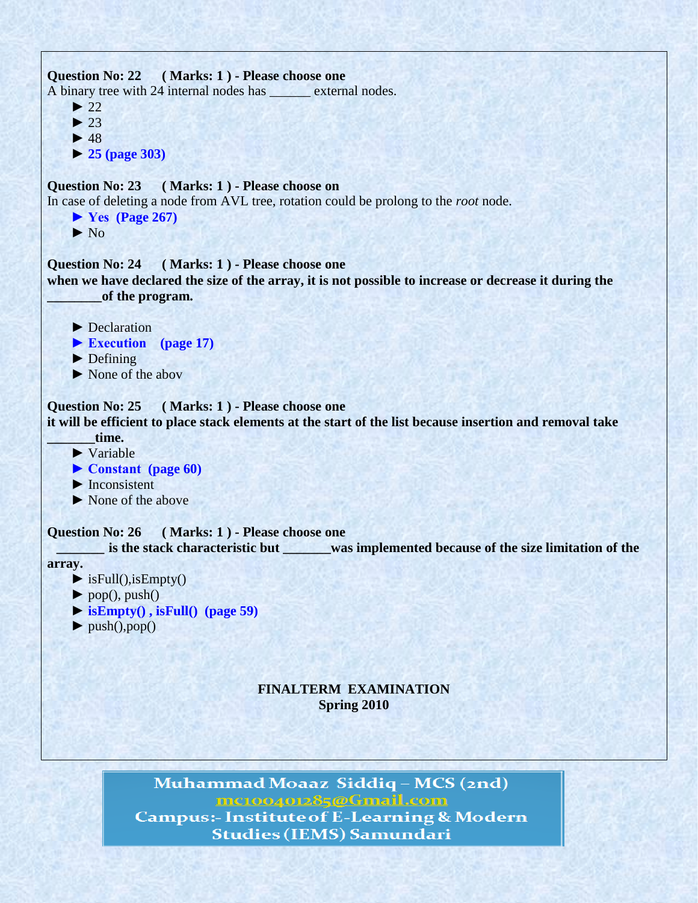**Question No: 22 ( Marks: 1 ) - Please choose one**

A binary tree with 24 internal nodes has ______ external nodes.

► 22
► 23
► 48
► **25 (page 303)**

**Question No: 23 ( Marks: 1 ) - Please choose on**

In case of deleting a node from AVL tree, rotation could be prolong to the *root* node.

► **Yes (Page 267)**
► No

**Question No: 24 ( Marks: 1 ) - Please choose one**

**when we have declared the size of the array, it is not possible to increase or decrease it during the ________of the program.**

► Declaration
► **Execution (page 17)**
► Defining
► None of the abov

**Question No: 25 ( Marks: 1 ) - Please choose one**

**it will be efficient to place stack elements at the start of the list because insertion and removal take _______time.**

► Variable
► **Constant (page 60)**
► Inconsistent
► None of the above

**Question No: 26 ( Marks: 1 ) - Please choose one**

**_______ is the stack characteristic but _______was implemented because of the size limitation of the array.**

► isFull(),isEmpty()
► pop(), push()
► **isEmpty() , isFull() (page 59)**
► push(),pop()

**FINALTERM EXAMINATION**
**Spring 2010**

Muhammad Moaaz Siddiq – MCS (2nd)
mc100401285@Gmail.com
Campus:- Institute of E-Learning & Modern Studies (IEMS) Samundari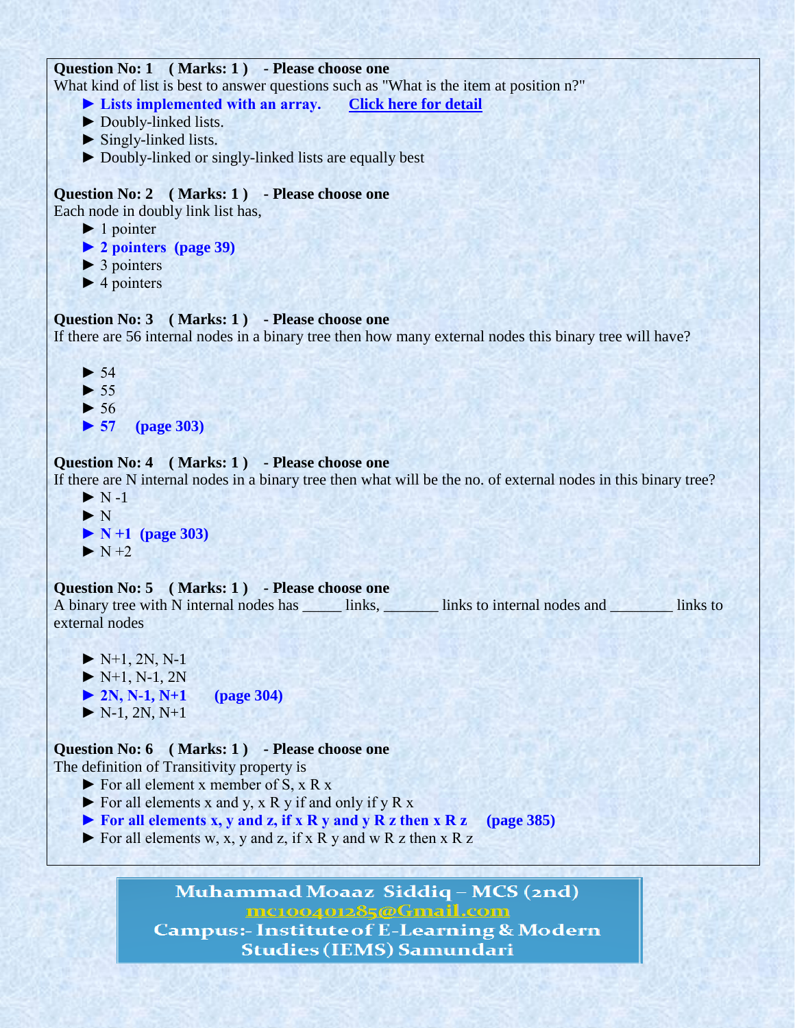**Question No: 1 ( Marks: 1 ) - Please choose one**

What kind of list is best to answer questions such as "What is the item at position n?"

- ► **Lists implemented with an array.** Click here for detail
- ► Doubly-linked lists.
- ► Singly-linked lists.
- ► Doubly-linked or singly-linked lists are equally best

**Question No: 2 ( Marks: 1 ) - Please choose one**

Each node in doubly link list has,

- ► 1 pointer
- ► **2 pointers (page 39)**
- ► 3 pointers
- ► 4 pointers

**Question No: 3 ( Marks: 1 ) - Please choose one**

If there are 56 internal nodes in a binary tree then how many external nodes this binary tree will have?

- ► 54
- ► 55
- ► 56
- ► **57 (page 303)**

**Question No: 4 ( Marks: 1 ) - Please choose one**

If there are N internal nodes in a binary tree then what will be the no. of external nodes in this binary tree?

- ► N -1
- ► N
- ► **N +1 (page 303)**
- ► N +2

**Question No: 5 ( Marks: 1 ) - Please choose one**

A binary tree with N internal nodes has _____ links, _______ links to internal nodes and ________ links to external nodes

- ► N+1, 2N, N-1
- ► N+1, N-1, 2N
- ► **2N, N-1, N+1 (page 304)**
- ► N-1, 2N, N+1

**Question No: 6 ( Marks: 1 ) - Please choose one**

The definition of Transitivity property is

- ► For all element x member of S, x R x
- ► For all elements x and y, x R y if and only if y R x
- ► **For all elements x, y and z, if x R y and y R z then x R z (page 385)**
- ► For all elements w, x, y and z, if x R y and w R z then x R z

Muhammad Moaaz Siddiq – MCS (2nd)
mc100401285@Gmail.com
Campus:- Institute of E-Learning & Modern Studies (IEMS) Samundari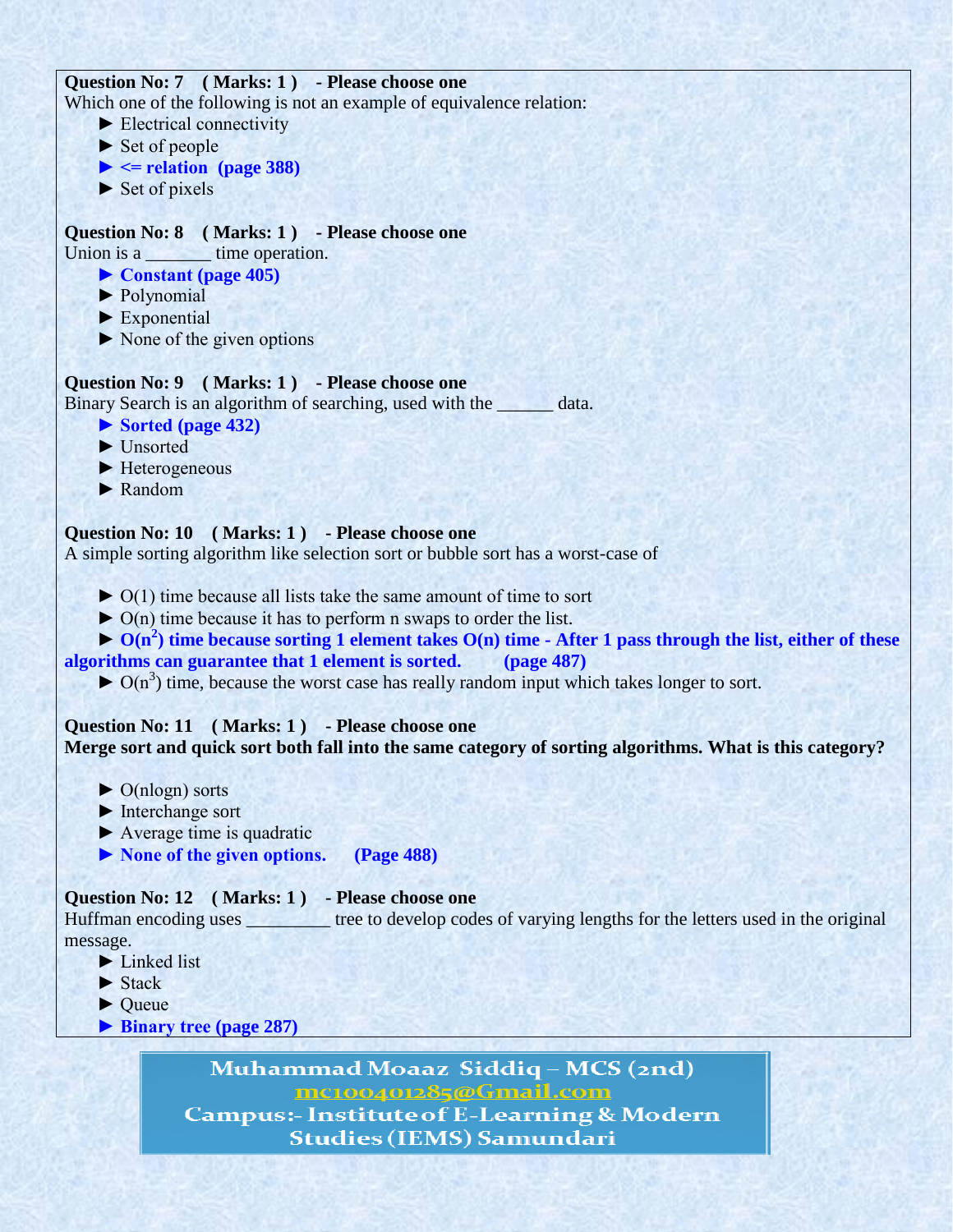**Question No: 7 ( Marks: 1 ) - Please choose one**

Which one of the following is not an example of equivalence relation:

► Electrical connectivity

► Set of people

► **<= relation (page 388)**

► Set of pixels

**Question No: 8 ( Marks: 1 ) - Please choose one**

Union is a _______ time operation.

► **Constant (page 405)**

► Polynomial

► Exponential

► None of the given options

**Question No: 9 ( Marks: 1 ) - Please choose one**

Binary Search is an algorithm of searching, used with the ______ data.

► **Sorted (page 432)**

► Unsorted

► Heterogeneous

► Random

**Question No: 10 ( Marks: 1 ) - Please choose one**

A simple sorting algorithm like selection sort or bubble sort has a worst-case of

► $O(1)$ time because all lists take the same amount of time to sort

► $O(n)$ time because it has to perform n swaps to order the list.

► **$O(n^2)$ time because sorting 1 element takes $O(n)$ time - After 1 pass through the list, either of these algorithms can guarantee that 1 element is sorted. (page 487)**

► $O(n^3)$ time, because the worst case has really random input which takes longer to sort.

**Question No: 11 ( Marks: 1 ) - Please choose one**

**Merge sort and quick sort both fall into the same category of sorting algorithms. What is this category?**

► $O(nlogn)$ sorts

► Interchange sort

► Average time is quadratic

► **None of the given options. (Page 488)**

**Question No: 12 ( Marks: 1 ) - Please choose one**

Huffman encoding uses _________ tree to develop codes of varying lengths for the letters used in the original message.

► Linked list

► Stack

► Queue

► **Binary tree (page 287)**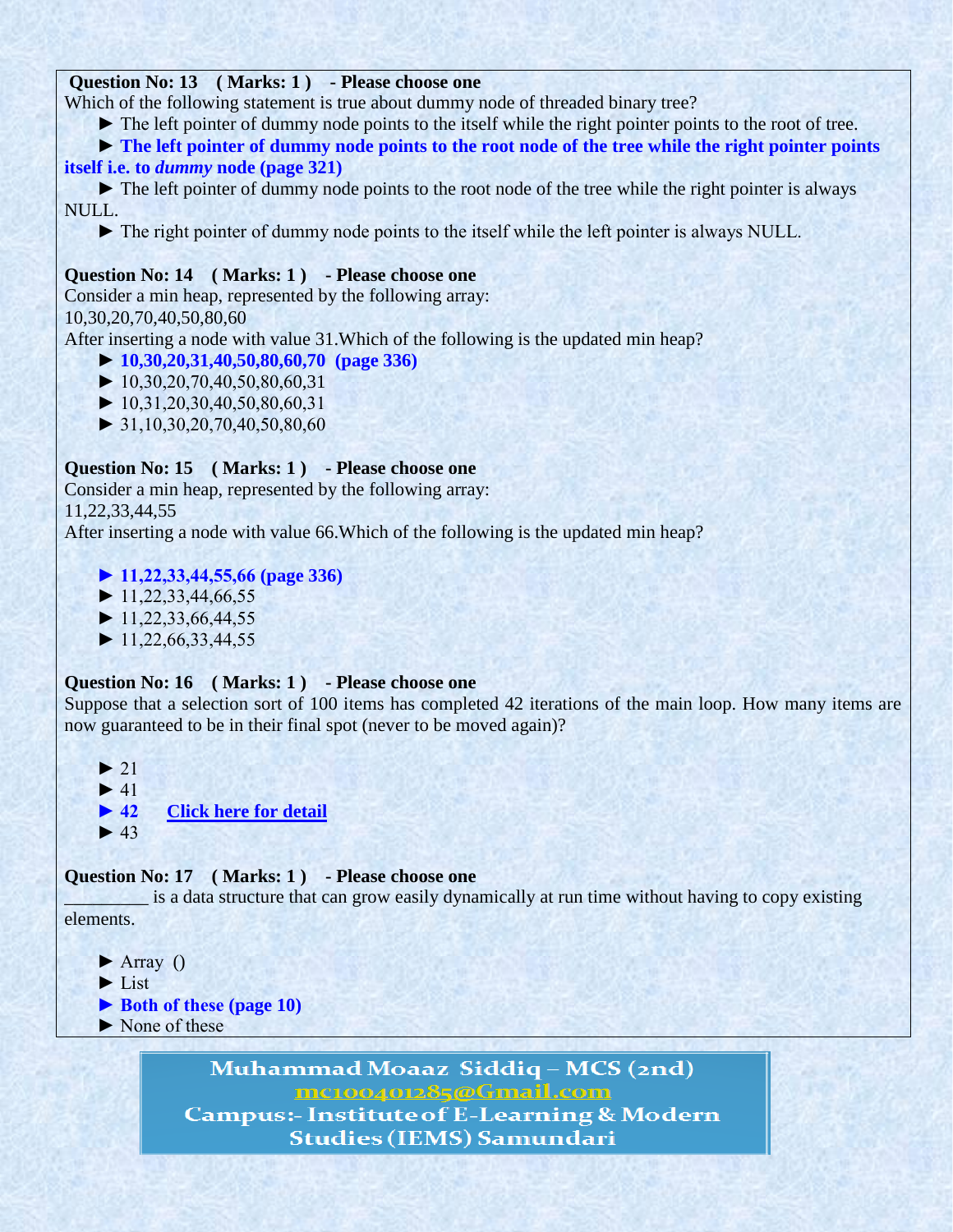**Question No: 13 ( Marks: 1 ) - Please choose one**

Which of the following statement is true about dummy node of threaded binary tree?

► The left pointer of dummy node points to the itself while the right pointer points to the root of tree.

► **The left pointer of dummy node points to the root node of the tree while the right pointer points itself i.e. to *dummy* node (page 321)**

► The left pointer of dummy node points to the root node of the tree while the right pointer is always NULL.

► The right pointer of dummy node points to the itself while the left pointer is always NULL.

**Question No: 14 ( Marks: 1 ) - Please choose one**

Consider a min heap, represented by the following array:
10,30,20,70,40,50,80,60

After inserting a node with value 31.Which of the following is the updated min heap?

► **10,30,20,31,40,50,80,60,70 (page 336)**

► 10,30,20,70,40,50,80,60,31

► 10,31,20,30,40,50,80,60,31

► 31,10,30,20,70,40,50,80,60

**Question No: 15 ( Marks: 1 ) - Please choose one**

Consider a min heap, represented by the following array:
11,22,33,44,55

After inserting a node with value 66.Which of the following is the updated min heap?

► **11,22,33,44,55,66 (page 336)**

► 11,22,33,44,66,55

► 11,22,33,66,44,55

► 11,22,66,33,44,55

**Question No: 16 ( Marks: 1 ) - Please choose one**

Suppose that a selection sort of 100 items has completed 42 iterations of the main loop. How many items are now guaranteed to be in their final spot (never to be moved again)?

► 21

► 41

► **42** Click here for detail

► 43

**Question No: 17 ( Marks: 1 ) - Please choose one**

_________ is a data structure that can grow easily dynamically at run time without having to copy existing elements.

► Array ()

► List

► **Both of these (page 10)**

► None of these

Muhammad Moaaz Siddiq – MCS (2nd)
mc100401285@Gmail.com
Campus:- Institute of E-Learning & Modern Studies (IEMS) Samundari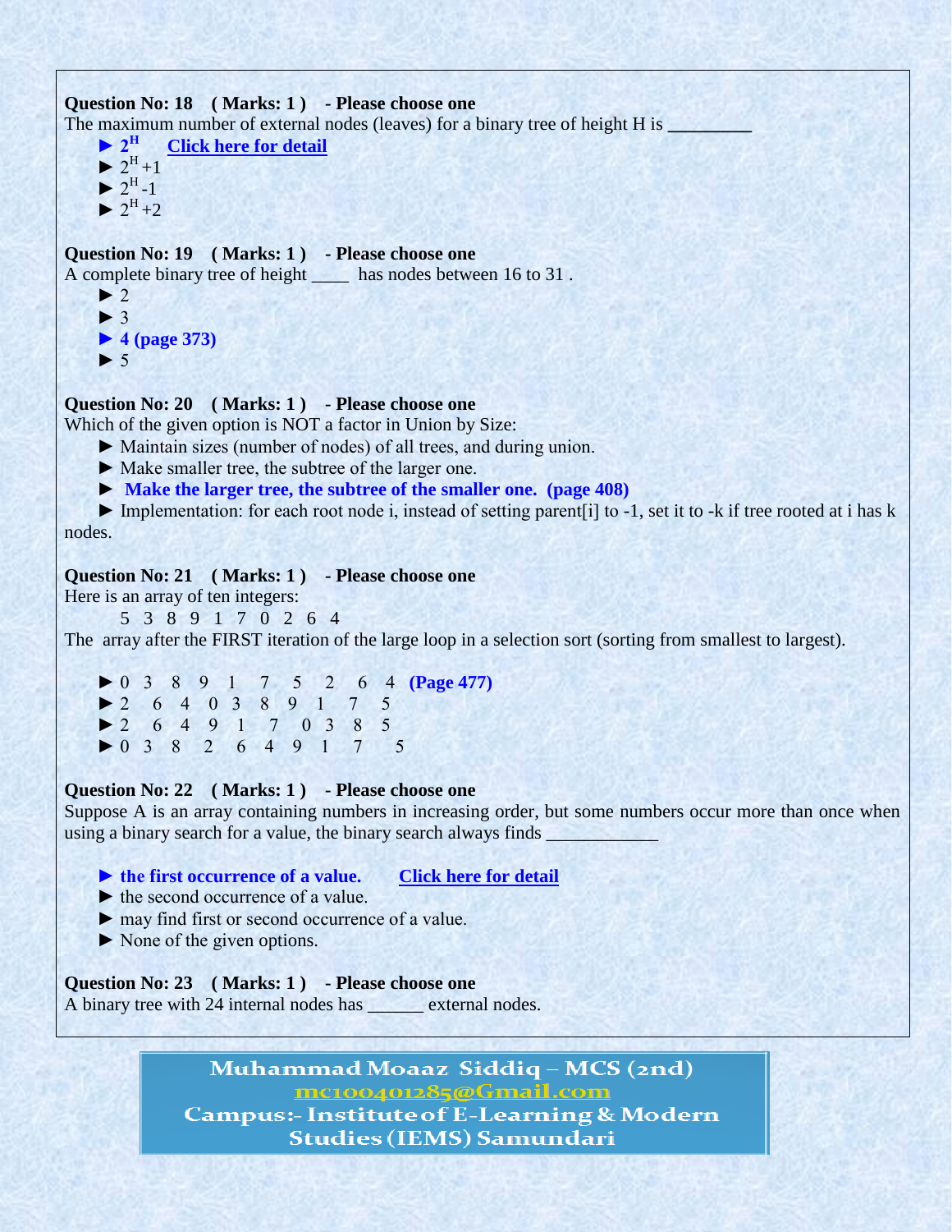**Question No: 18 ( Marks: 1 ) - Please choose one**

The maximum number of external nodes (leaves) for a binary tree of height H is _________

► **$2^H$** **Click here for detail**

► $2^H+1$

► $2^H-1$

► $2^H+2$

**Question No: 19 ( Marks: 1 ) - Please choose one**

A complete binary tree of height ____ has nodes between 16 to 31 .

► 2

► 3

► **4 (page 373)**

► 5

**Question No: 20 ( Marks: 1 ) - Please choose one**

Which of the given option is NOT a factor in Union by Size:

► Maintain sizes (number of nodes) of all trees, and during union.

► Make smaller tree, the subtree of the larger one.

► **Make the larger tree, the subtree of the smaller one. (page 408)**

► Implementation: for each root node i, instead of setting parent[i] to -1, set it to -k if tree rooted at i has k nodes.

**Question No: 21 ( Marks: 1 ) - Please choose one**

Here is an array of ten integers:

5 3 8 9 1 7 0 2 6 4

The array after the FIRST iteration of the large loop in a selection sort (sorting from smallest to largest).

► 0 3 8 9 1 7 5 2 6 4 **(Page 477)**

► 2 6 4 0 3 8 9 1 7 5

► 2 6 4 9 1 7 0 3 8 5

► 0 3 8 2 6 4 9 1 7 5

**Question No: 22 ( Marks: 1 ) - Please choose one**

Suppose A is an array containing numbers in increasing order, but some numbers occur more than once when using a binary search for a value, the binary search always finds ____________

► **the first occurrence of a value.** **Click here for detail**

► the second occurrence of a value.

► may find first or second occurrence of a value.

► None of the given options.

**Question No: 23 ( Marks: 1 ) - Please choose one**

A binary tree with 24 internal nodes has ______ external nodes.

Muhammad Moaaz Siddiq – MCS (2nd)
mc100401285@Gmail.com
Campus:- Institute of E-Learning & Modern Studies (IEMS) Samundari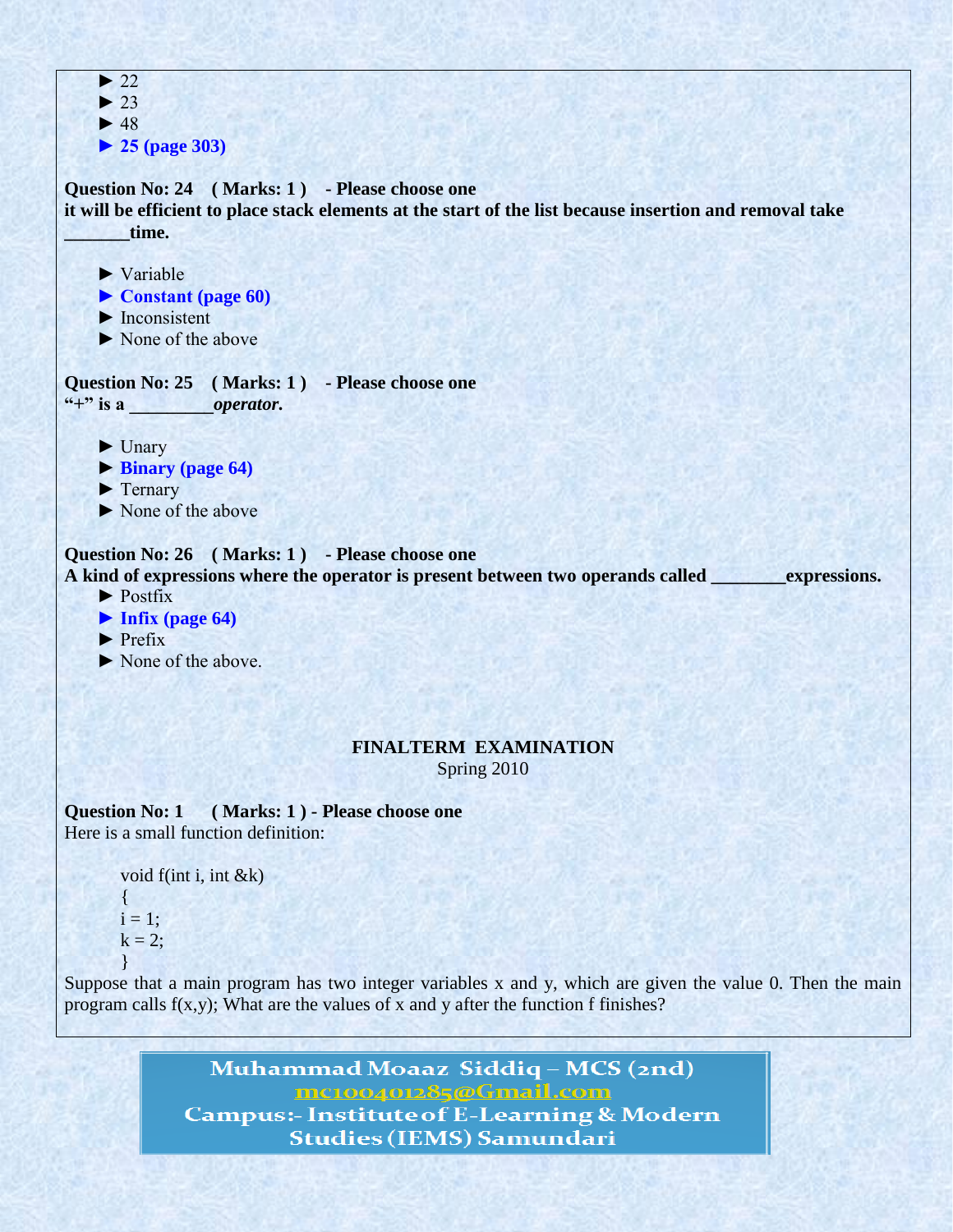► 22
► 23
► 48
► **25 (page 303)**

**Question No: 24 ( Marks: 1 ) - Please choose one**
**it will be efficient to place stack elements at the start of the list because insertion and removal take _______time.**

► Variable
► **Constant (page 60)**
► Inconsistent
► None of the above

**Question No: 25 ( Marks: 1 ) - Please choose one**
**"+" is a _________*operator.***

► Unary
► **Binary (page 64)**
► Ternary
► None of the above

**Question No: 26 ( Marks: 1 ) - Please choose one**
**A kind of expressions where the operator is present between two operands called ________expressions.**
► Postfix
► **Infix (page 64)**
► Prefix
► None of the above.

## FINALTERM EXAMINATION
Spring 2010

**Question No: 1 ( Marks: 1 ) - Please choose one**
Here is a small function definition:

```
void f(int i, int &k)
{
i = 1;
k = 2;
}
```

Suppose that a main program has two integer variables x and y, which are given the value 0. Then the main program calls f(x,y); What are the values of x and y after the function f finishes?

Muhammad Moaaz Siddiq – MCS (2nd)
mc100401285@Gmail.com
Campus:- Institute of E-Learning & Modern Studies (IEMS) Samundari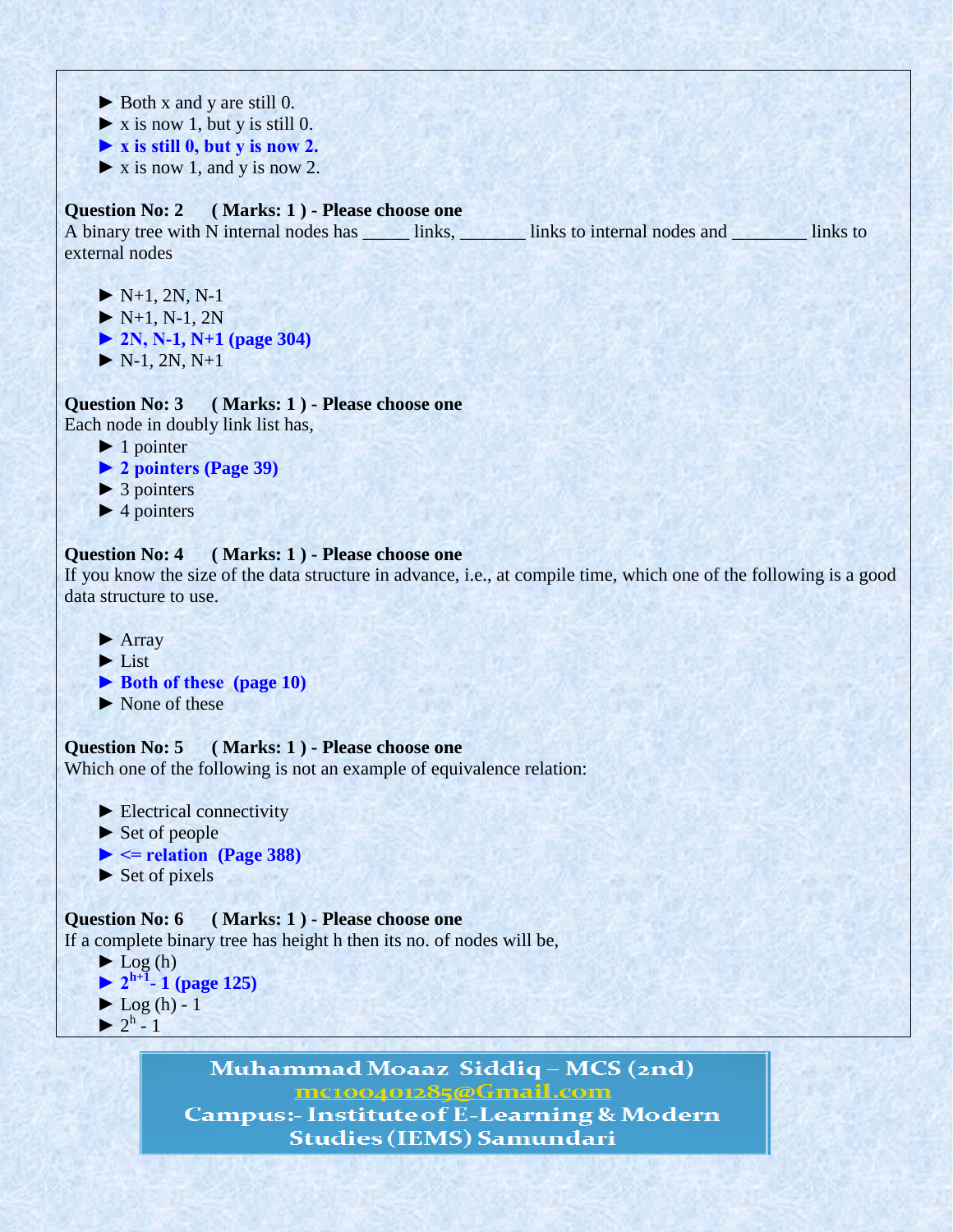► Both x and y are still 0.
► x is now 1, but y is still 0.
► **x is still 0, but y is now 2.**
► x is now 1, and y is now 2.

**Question No: 2 ( Marks: 1 ) - Please choose one**
A binary tree with N internal nodes has _____ links, _______ links to internal nodes and ________ links to external nodes

► N+1, 2N, N-1
► N+1, N-1, 2N
► **2N, N-1, N+1 (page 304)**
► N-1, 2N, N+1

**Question No: 3 ( Marks: 1 ) - Please choose one**
Each node in doubly link list has,
► 1 pointer
► **2 pointers (Page 39)**
► 3 pointers
► 4 pointers

**Question No: 4 ( Marks: 1 ) - Please choose one**
If you know the size of the data structure in advance, i.e., at compile time, which one of the following is a good data structure to use.

► Array
► List
► **Both of these (page 10)**
► None of these

**Question No: 5 ( Marks: 1 ) - Please choose one**
Which one of the following is not an example of equivalence relation:

► Electrical connectivity
► Set of people
► **<= relation (Page 388)**
► Set of pixels

**Question No: 6 ( Marks: 1 ) - Please choose one**
If a complete binary tree has height h then its no. of nodes will be,
► Log (h)
► **$2^{h+1}$- 1 (page 125)**
► Log (h) - 1
► $2^h$ - 1

Muhammad Moaaz Siddiq – MCS (2nd)
mc100401285@Gmail.com
Campus:- Institute of E-Learning & Modern Studies (IEMS) Samundari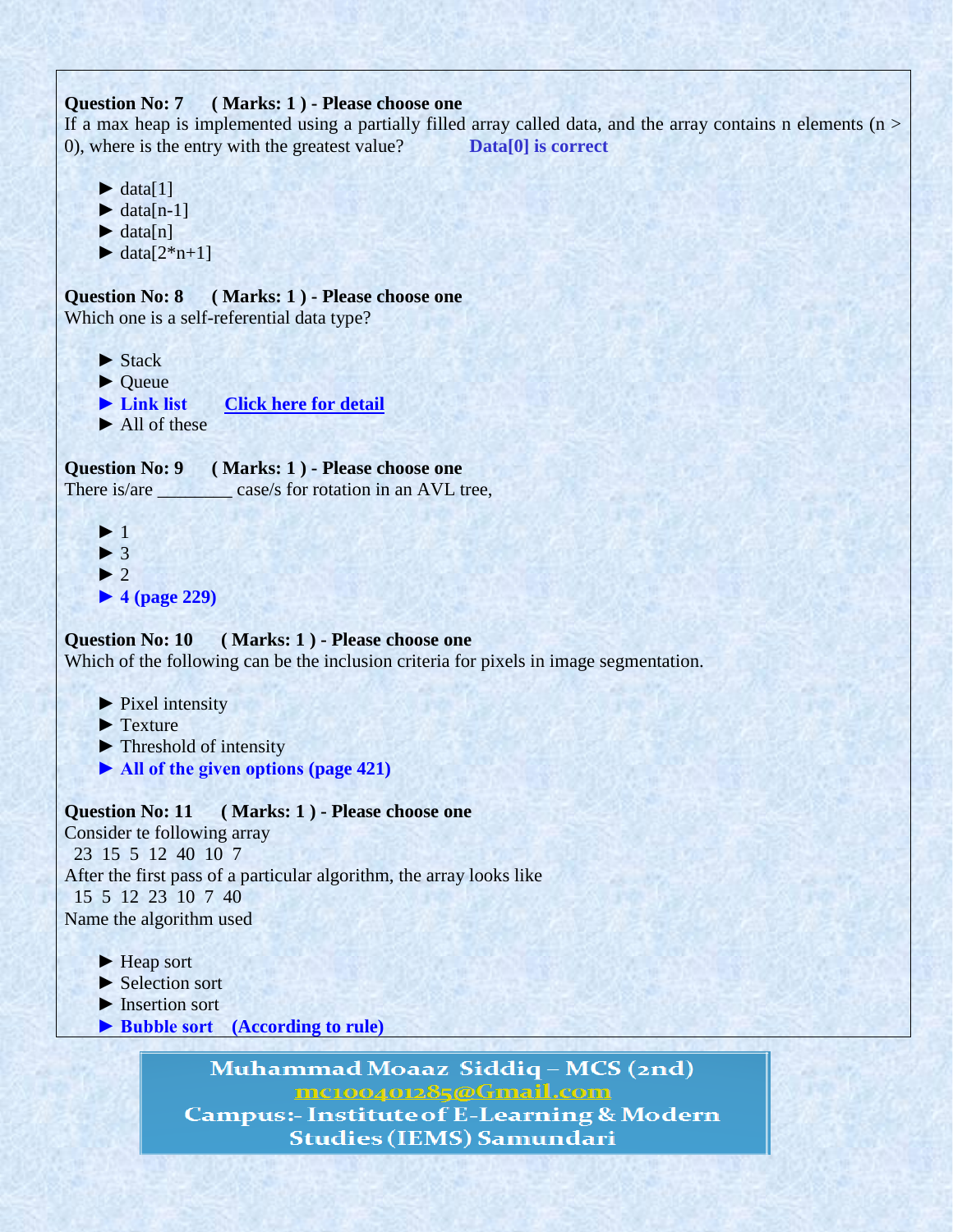**Question No: 7 ( Marks: 1 ) - Please choose one**

If a max heap is implemented using a partially filled array called data, and the array contains n elements (n > 0), where is the entry with the greatest value? **Data[0] is correct**

- ► data[1]
- ► data[n-1]
- ► data[n]
- ► data[2*n+1]

**Question No: 8 ( Marks: 1 ) - Please choose one**

Which one is a self-referential data type?

- ► Stack
- ► Queue
- ► **Link list** **Click here for detail**
- ► All of these

**Question No: 9 ( Marks: 1 ) - Please choose one**

There is/are ________ case/s for rotation in an AVL tree,

- ► 1
- ► 3
- ► 2
- ► **4 (page 229)**

**Question No: 10 ( Marks: 1 ) - Please choose one**

Which of the following can be the inclusion criteria for pixels in image segmentation.

- ► Pixel intensity
- ► Texture
- ► Threshold of intensity
- ► **All of the given options (page 421)**

**Question No: 11 ( Marks: 1 ) - Please choose one**

Consider te following array

23 15 5 12 40 10 7

After the first pass of a particular algorithm, the array looks like

15 5 12 23 10 7 40

Name the algorithm used

- ► Heap sort
- ► Selection sort
- ► Insertion sort
- ► **Bubble sort (According to rule)**

Muhammad Moaaz Siddiq – MCS (2nd)
mc100401285@Gmail.com
Campus:- Institute of E-Learning & Modern Studies (IEMS) Samundari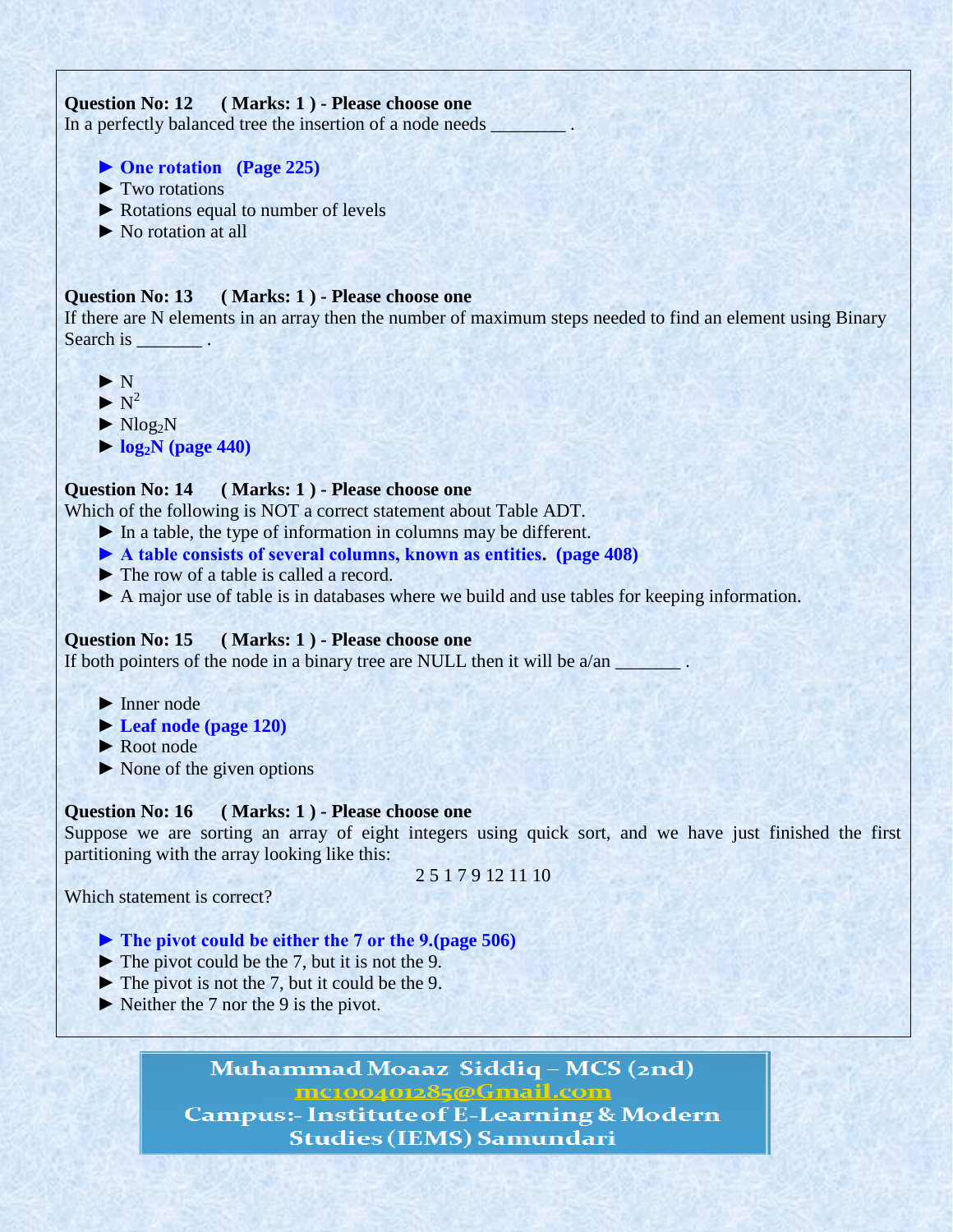**Question No: 12 ( Marks: 1 ) - Please choose one**
In a perfectly balanced tree the insertion of a node needs ________ .

- ► **One rotation (Page 225)**
- ► Two rotations
- ► Rotations equal to number of levels
- ► No rotation at all

**Question No: 13 ( Marks: 1 ) - Please choose one**
If there are N elements in an array then the number of maximum steps needed to find an element using Binary Search is _______ .

- ► N
- ► $N^2$
- ► $N\log_2 N$
- ► **$\log_2 N$ (page 440)**

**Question No: 14 ( Marks: 1 ) - Please choose one**
Which of the following is NOT a correct statement about Table ADT.

- ► In a table, the type of information in columns may be different.
- ► **A table consists of several columns, known as entities. (page 408)**
- ► The row of a table is called a record.
- ► A major use of table is in databases where we build and use tables for keeping information.

**Question No: 15 ( Marks: 1 ) - Please choose one**
If both pointers of the node in a binary tree are NULL then it will be a/an _______ .

- ► Inner node
- ► **Leaf node (page 120)**
- ► Root node
- ► None of the given options

**Question No: 16 ( Marks: 1 ) - Please choose one**
Suppose we are sorting an array of eight integers using quick sort, and we have just finished the first partitioning with the array looking like this:

2 5 1 7 9 12 11 10

Which statement is correct?

- ► **The pivot could be either the 7 or the 9.(page 506)**
- ► The pivot could be the 7, but it is not the 9.
- ► The pivot is not the 7, but it could be the 9.
- ► Neither the 7 nor the 9 is the pivot.

Muhammad Moaaz Siddiq – MCS (2nd)
mc100401285@Gmail.com
Campus:- Institute of E-Learning & Modern Studies (IEMS) Samundari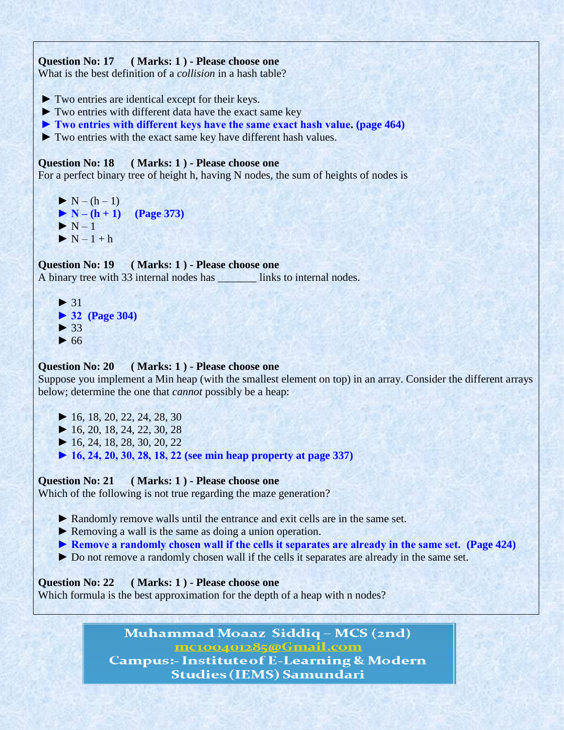**Question No: 17 ( Marks: 1 ) - Please choose one**
What is the best definition of a *collision* in a hash table?

► Two entries are identical except for their keys.
► Two entries with different data have the exact same key
► **Two entries with different keys have the same exact hash value. (page 464)**
► Two entries with the exact same key have different hash values.

**Question No: 18 ( Marks: 1 ) - Please choose one**
For a perfect binary tree of height h, having N nodes, the sum of heights of nodes is

► $N - (h - 1)$
► **$N - (h + 1)$ (Page 373)**
► $N - 1$
► $N - 1 + h$

**Question No: 19 ( Marks: 1 ) - Please choose one**
A binary tree with 33 internal nodes has _______ links to internal nodes.

► 31
► **32 (Page 304)**
► 33
► 66

**Question No: 20 ( Marks: 1 ) - Please choose one**
Suppose you implement a Min heap (with the smallest element on top) in an array. Consider the different arrays below; determine the one that *cannot* possibly be a heap:

► 16, 18, 20, 22, 24, 28, 30
► 16, 20, 18, 24, 22, 30, 28
► 16, 24, 18, 28, 30, 20, 22
► **16, 24, 20, 30, 28, 18, 22 (see min heap property at page 337)**

**Question No: 21 ( Marks: 1 ) - Please choose one**
Which of the following is not true regarding the maze generation?

► Randomly remove walls until the entrance and exit cells are in the same set.
► Removing a wall is the same as doing a union operation.
► **Remove a randomly chosen wall if the cells it separates are already in the same set. (Page 424)**
► Do not remove a randomly chosen wall if the cells it separates are already in the same set.

**Question No: 22 ( Marks: 1 ) - Please choose one**
Which formula is the best approximation for the depth of a heap with n nodes?

Muhammad Moaaz Siddiq – MCS (2nd)
mc100401285@Gmail.com
Campus:- Institute of E-Learning & Modern Studies (IEMS) Samundari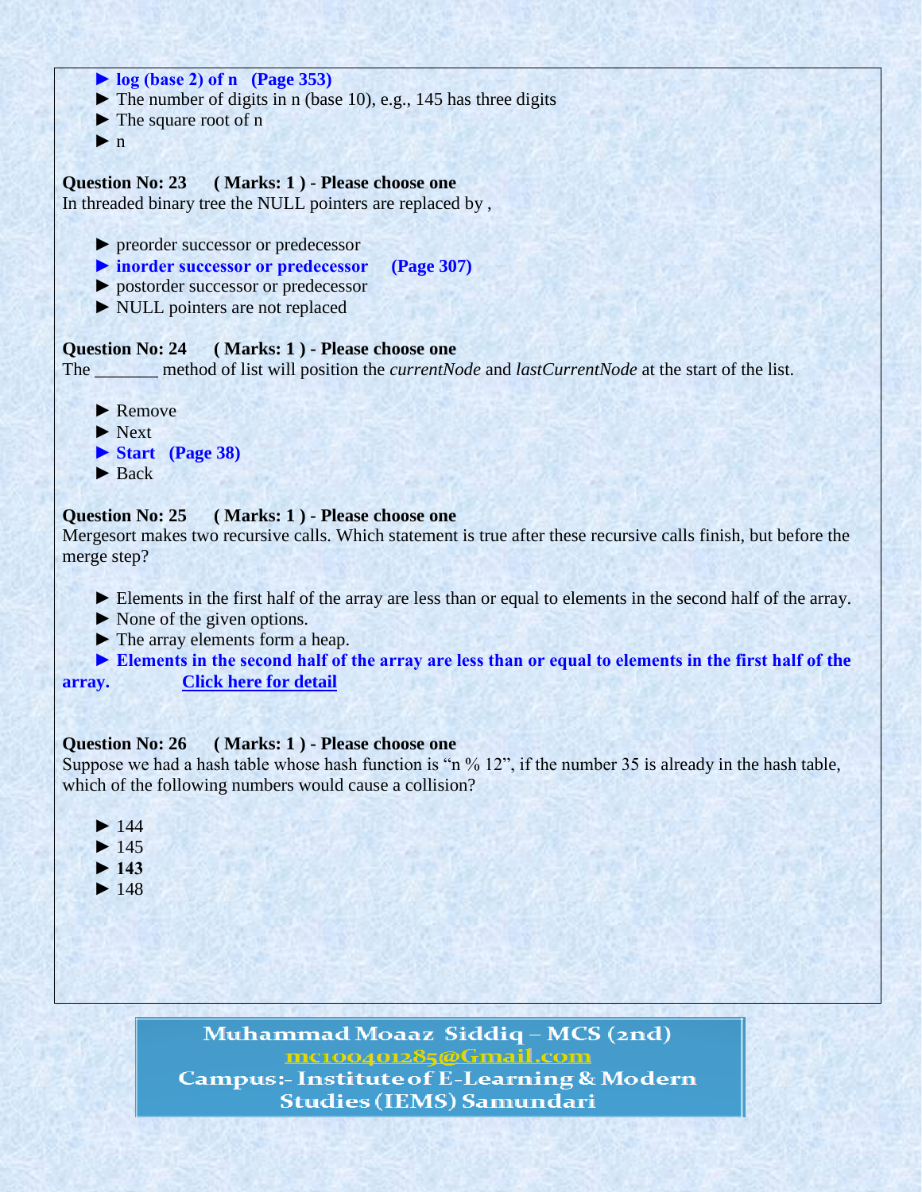► **log (base 2) of n (Page 353)**
► The number of digits in n (base 10), e.g., 145 has three digits
► The square root of n
► n

**Question No: 23 ( Marks: 1 ) - Please choose one**
In threaded binary tree the NULL pointers are replaced by ,

► preorder successor or predecessor
► **inorder successor or predecessor (Page 307)**
► postorder successor or predecessor
► NULL pointers are not replaced

**Question No: 24 ( Marks: 1 ) - Please choose one**
The _______ method of list will position the *currentNode* and *lastCurrentNode* at the start of the list.

► Remove
► Next
► **Start (Page 38)**
► Back

**Question No: 25 ( Marks: 1 ) - Please choose one**
Mergesort makes two recursive calls. Which statement is true after these recursive calls finish, but before the merge step?

► Elements in the first half of the array are less than or equal to elements in the second half of the array.
► None of the given options.
► The array elements form a heap.
► **Elements in the second half of the array are less than or equal to elements in the first half of the array.** Click here for detail

**Question No: 26 ( Marks: 1 ) - Please choose one**
Suppose we had a hash table whose hash function is "n % 12", if the number 35 is already in the hash table, which of the following numbers would cause a collision?

► 144
► 145
► **143**
► 148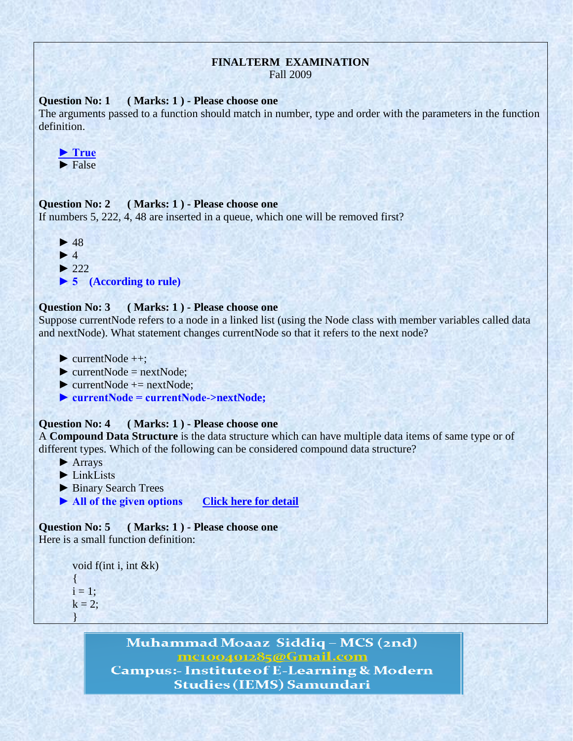**FINALTERM EXAMINATION**
Fall 2009

**Question No: 1 ( Marks: 1 ) - Please choose one**
The arguments passed to a function should match in number, type and order with the parameters in the function definition.

► **True**
► False

**Question No: 2 ( Marks: 1 ) - Please choose one**
If numbers 5, 222, 4, 48 are inserted in a queue, which one will be removed first?

► 48
► 4
► 222
► **5 (According to rule)**

**Question No: 3 ( Marks: 1 ) - Please choose one**
Suppose currentNode refers to a node in a linked list (using the Node class with member variables called data and nextNode). What statement changes currentNode so that it refers to the next node?

► currentNode ++;
► currentNode = nextNode;
► currentNode += nextNode;
► **currentNode = currentNode->nextNode;**

**Question No: 4 ( Marks: 1 ) - Please choose one**
A **Compound Data Structure** is the data structure which can have multiple data items of same type or of different types. Which of the following can be considered compound data structure?

► Arrays
► LinkLists
► Binary Search Trees
► **All of the given options** Click here for detail

**Question No: 5 ( Marks: 1 ) - Please choose one**
Here is a small function definition:

```
void f(int i, int &k)
{
i = 1;
k = 2;
}
```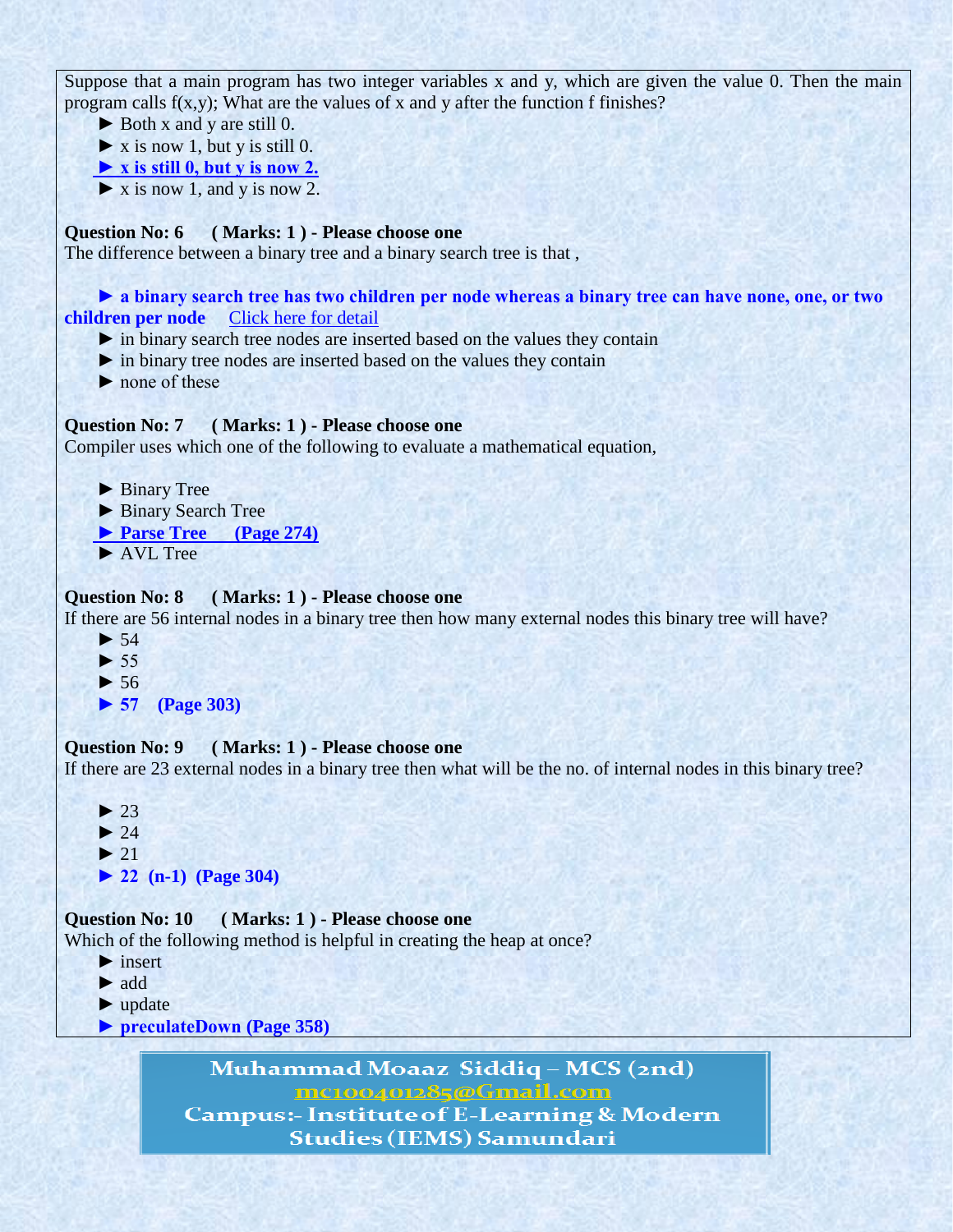Suppose that a main program has two integer variables x and y, which are given the value 0. Then the main program calls f(x,y); What are the values of x and y after the function f finishes?

► Both x and y are still 0.
► x is now 1, but y is still 0.
**► x is still 0, but y is now 2.**
► x is now 1, and y is now 2.

**Question No: 6 ( Marks: 1 ) - Please choose one**

The difference between a binary tree and a binary search tree is that ,

**► a binary search tree has two children per node whereas a binary tree can have none, one, or two children per node** Click here for detail
► in binary search tree nodes are inserted based on the values they contain
► in binary tree nodes are inserted based on the values they contain
► none of these

**Question No: 7 ( Marks: 1 ) - Please choose one**

Compiler uses which one of the following to evaluate a mathematical equation,

► Binary Tree
► Binary Search Tree
**► Parse Tree (Page 274)**
► AVL Tree

**Question No: 8 ( Marks: 1 ) - Please choose one**

If there are 56 internal nodes in a binary tree then how many external nodes this binary tree will have?

► 54
► 55
► 56
**► 57 (Page 303)**

**Question No: 9 ( Marks: 1 ) - Please choose one**

If there are 23 external nodes in a binary tree then what will be the no. of internal nodes in this binary tree?

► 23
► 24
► 21
**► 22 (n-1) (Page 304)**

**Question No: 10 ( Marks: 1 ) - Please choose one**

Which of the following method is helpful in creating the heap at once?

► insert
► add
► update
**► preculateDown (Page 358)**

Muhammad Moaaz Siddiq – MCS (2nd)
mc100401285@Gmail.com
Campus:- Institute of E-Learning & Modern Studies (IEMS) Samundari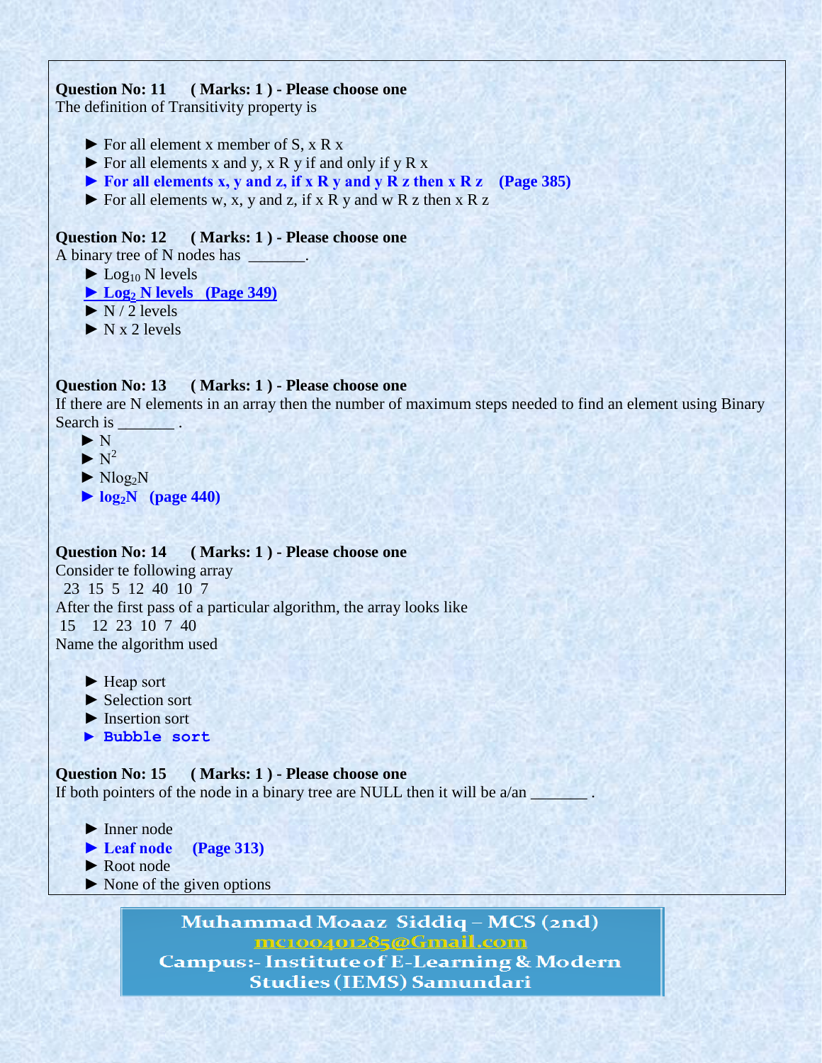**Question No: 11 ( Marks: 1 ) - Please choose one**

The definition of Transitivity property is

- ► For all element x member of S, x R x
- ► For all elements x and y, x R y if and only if y R x
- **► For all elements x, y and z, if x R y and y R z then x R z (Page 385)**
- ► For all elements w, x, y and z, if x R y and w R z then x R z

**Question No: 12 ( Marks: 1 ) - Please choose one**

A binary tree of N nodes has _______.

- ► $\text{Log}_{10}$ N levels
- **► $\text{Log}_2$ N levels (Page 349)**
- ► N / 2 levels
- ► N x 2 levels

**Question No: 13 ( Marks: 1 ) - Please choose one**

If there are N elements in an array then the number of maximum steps needed to find an element using Binary Search is _______ .

- ► N
- ► $N^2$
- ► $N\log_2 N$
- **► $\log_2 N$ (page 440)**

**Question No: 14 ( Marks: 1 ) - Please choose one**

Consider te following array

23 15 5 12 40 10 7

After the first pass of a particular algorithm, the array looks like

15 12 23 10 7 40

Name the algorithm used

- ► Heap sort
- ► Selection sort
- ► Insertion sort
- **► Bubble sort**

**Question No: 15 ( Marks: 1 ) - Please choose one**

If both pointers of the node in a binary tree are NULL then it will be a/an _______ .

- ► Inner node
- **► Leaf node (Page 313)**
- ► Root node
- ► None of the given options

Muhammad Moaaz Siddiq – MCS (2nd)
mc100401285@Gmail.com
Campus:- Institute of E-Learning & Modern Studies (IEMS) Samundari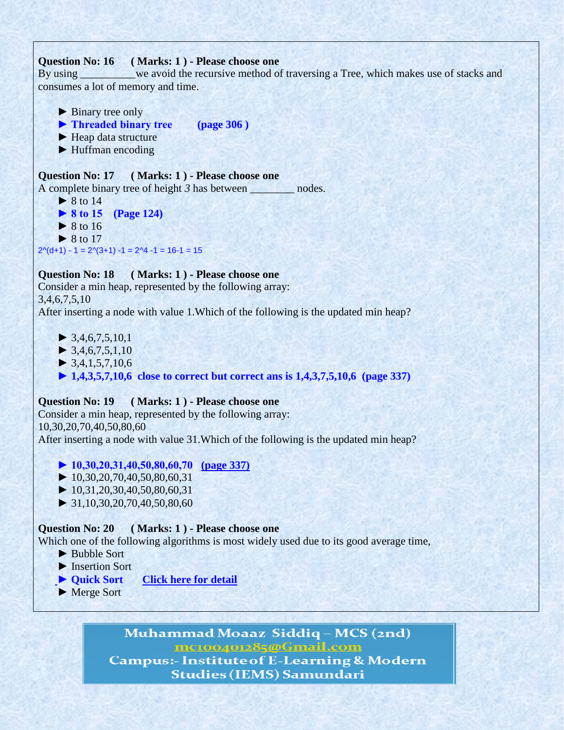**Question No: 16 ( Marks: 1 ) - Please choose one**
By using __________we avoid the recursive method of traversing a Tree, which makes use of stacks and consumes a lot of memory and time.

► Binary tree only
► **Threaded binary tree (page 306 )**
► Heap data structure
► Huffman encoding

**Question No: 17 ( Marks: 1 ) - Please choose one**
A complete binary tree of height *3* has between ________ nodes.

► 8 to 14
► **8 to 15 (Page 124)**
► 8 to 16
► 8 to 17

2^(d+1) - 1 = 2^(3+1) -1 = 2^4 -1 = 16-1 = 15

**Question No: 18 ( Marks: 1 ) - Please choose one**
Consider a min heap, represented by the following array:
3,4,6,7,5,10
After inserting a node with value 1.Which of the following is the updated min heap?

► 3,4,6,7,5,10,1
► 3,4,6,7,5,1,10
► 3,4,1,5,7,10,6
► **1,4,3,5,7,10,6 close to correct but correct ans is 1,4,3,7,5,10,6 (page 337)**

**Question No: 19 ( Marks: 1 ) - Please choose one**
Consider a min heap, represented by the following array:
10,30,20,70,40,50,80,60
After inserting a node with value 31.Which of the following is the updated min heap?

► **10,30,20,31,40,50,80,60,70 (page 337)**
► 10,30,20,70,40,50,80,60,31
► 10,31,20,30,40,50,80,60,31
► 31,10,30,20,70,40,50,80,60

**Question No: 20 ( Marks: 1 ) - Please choose one**
Which one of the following algorithms is most widely used due to its good average time,

► Bubble Sort
► Insertion Sort
► **Quick Sort Click here for detail**
► Merge Sort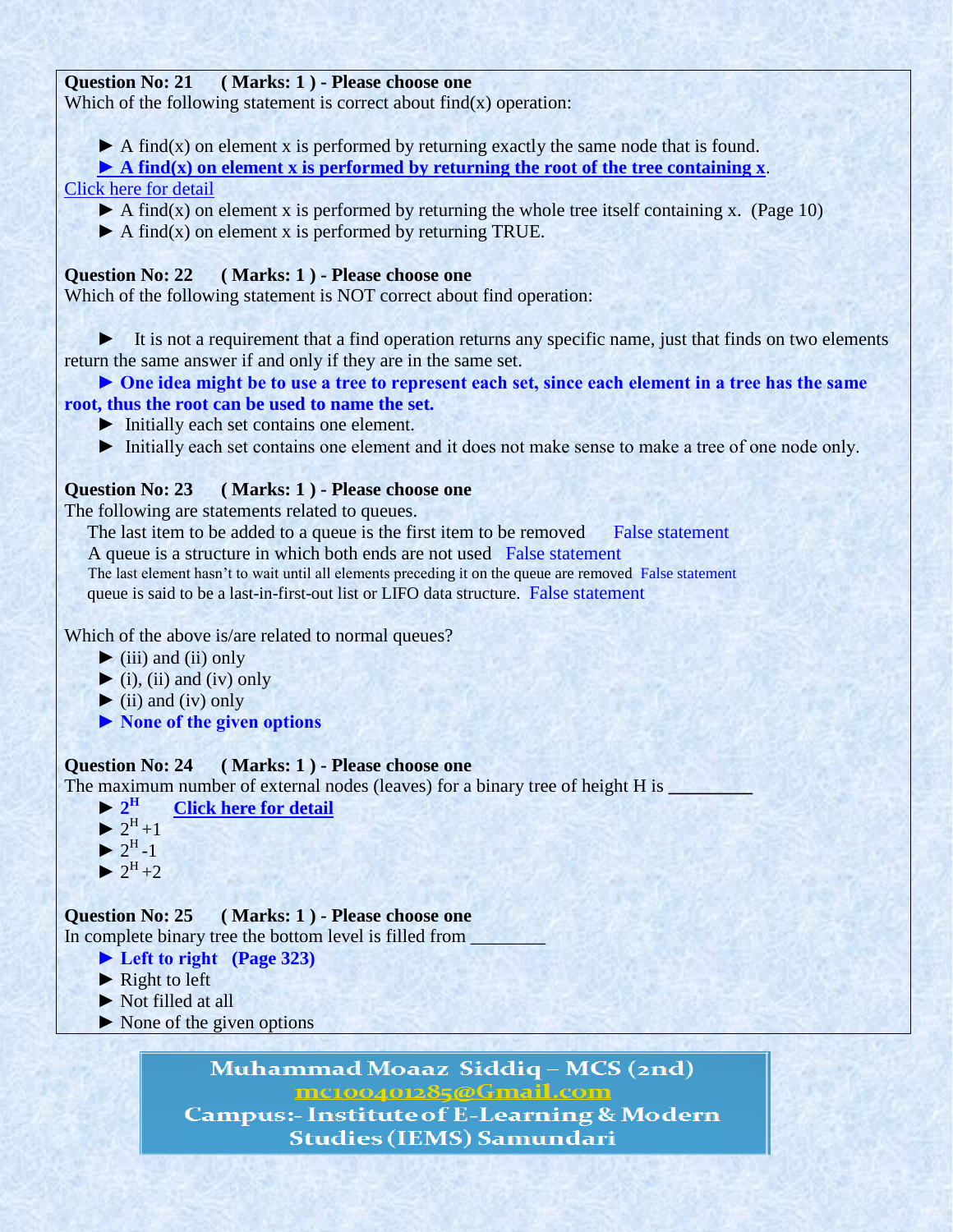**Question No: 21 ( Marks: 1 ) - Please choose one**

Which of the following statement is correct about find(x) operation:

► A find(x) on element x is performed by returning exactly the same node that is found.

**► A find(x) on element x is performed by returning the root of the tree containing x.**

Click here for detail

► A find(x) on element x is performed by returning the whole tree itself containing x. (Page 10)

► A find(x) on element x is performed by returning TRUE.

**Question No: 22 ( Marks: 1 ) - Please choose one**

Which of the following statement is NOT correct about find operation:

► It is not a requirement that a find operation returns any specific name, just that finds on two elements return the same answer if and only if they are in the same set.

**► One idea might be to use a tree to represent each set, since each element in a tree has the same root, thus the root can be used to name the set.**

► Initially each set contains one element.

► Initially each set contains one element and it does not make sense to make a tree of one node only.

**Question No: 23 ( Marks: 1 ) - Please choose one**

The following are statements related to queues.

The last item to be added to a queue is the first item to be removed False statement

A queue is a structure in which both ends are not used False statement

The last element hasn't to wait until all elements preceding it on the queue are removed False statement

queue is said to be a last-in-first-out list or LIFO data structure. False statement

Which of the above is/are related to normal queues?

► (iii) and (ii) only

► (i), (ii) and (iv) only

► (ii) and (iv) only

**► None of the given options**

**Question No: 24 ( Marks: 1 ) - Please choose one**

The maximum number of external nodes (leaves) for a binary tree of height H is _________

**► $2^H$** **Click here for detail**

► $2^H+1$

► $2^H-1$

► $2^H+2$

**Question No: 25 ( Marks: 1 ) - Please choose one**

In complete binary tree the bottom level is filled from ________

**► Left to right (Page 323)**

► Right to left

► Not filled at all

► None of the given options

Muhammad Moaaz Siddiq – MCS (2nd)
mc100401285@Gmail.com
Campus:- Institute of E-Learning & Modern Studies (IEMS) Samundari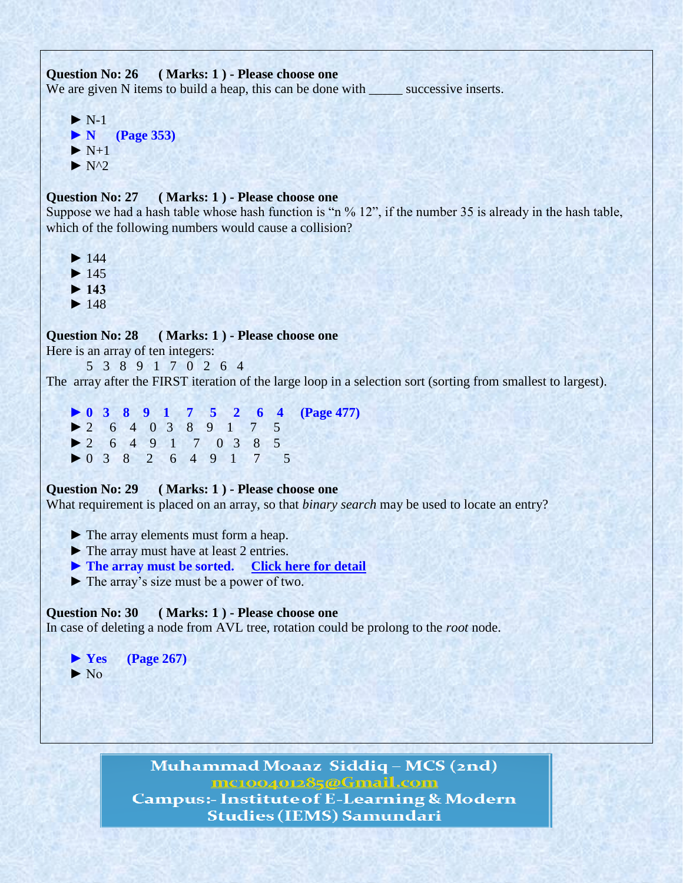**Question No: 26 ( Marks: 1 ) - Please choose one**
We are given N items to build a heap, this can be done with _____ successive inserts.

► N-1
► **N (Page 353)**
► N+1
► N^2

**Question No: 27 ( Marks: 1 ) - Please choose one**
Suppose we had a hash table whose hash function is "n % 12", if the number 35 is already in the hash table, which of the following numbers would cause a collision?

► 144
► 145
► **143**
► 148

**Question No: 28 ( Marks: 1 ) - Please choose one**
Here is an array of ten integers:
5 3 8 9 1 7 0 2 6 4
The array after the FIRST iteration of the large loop in a selection sort (sorting from smallest to largest).

► **0 3 8 9 1 7 5 2 6 4 (Page 477)**
► 2 6 4 0 3 8 9 1 7 5
► 2 6 4 9 1 7 0 3 8 5
► 0 3 8 2 6 4 9 1 7 5

**Question No: 29 ( Marks: 1 ) - Please choose one**
What requirement is placed on an array, so that *binary search* may be used to locate an entry?

► The array elements must form a heap.
► The array must have at least 2 entries.
► **The array must be sorted.** Click here for detail
► The array's size must be a power of two.

**Question No: 30 ( Marks: 1 ) - Please choose one**
In case of deleting a node from AVL tree, rotation could be prolong to the *root* node.

► **Yes (Page 267)**
► No

Muhammad Moaaz Siddiq – MCS (2nd)
mc100401285@Gmail.com
Campus:- Institute of E-Learning & Modern Studies (IEMS) Samundari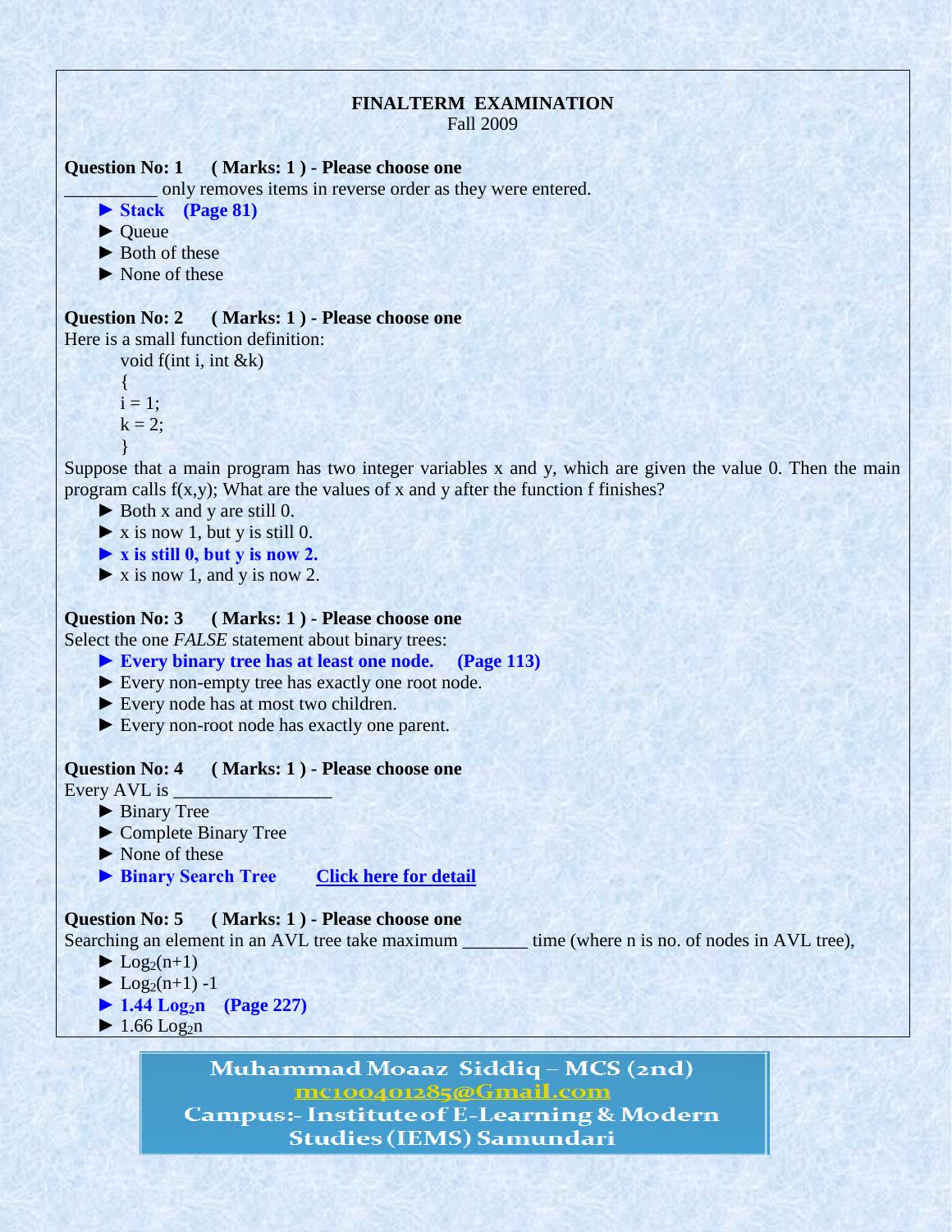**FINALTERM EXAMINATION**
Fall 2009

**Question No: 1 ( Marks: 1 ) - Please choose one**

__________ only removes items in reverse order as they were entered.

- ► **Stack (Page 81)**
- ► Queue
- ► Both of these
- ► None of these

**Question No: 2 ( Marks: 1 ) - Please choose one**

Here is a small function definition:

```
void f(int i, int &k)
{
i = 1;
k = 2;
}
```

Suppose that a main program has two integer variables x and y, which are given the value 0. Then the main program calls f(x,y); What are the values of x and y after the function f finishes?

- ► Both x and y are still 0.
- ► x is now 1, but y is still 0.
- ► **x is still 0, but y is now 2.**
- ► x is now 1, and y is now 2.

**Question No: 3 ( Marks: 1 ) - Please choose one**

Select the one *FALSE* statement about binary trees:

- ► **Every binary tree has at least one node. (Page 113)**
- ► Every non-empty tree has exactly one root node.
- ► Every node has at most two children.
- ► Every non-root node has exactly one parent.

**Question No: 4 ( Marks: 1 ) - Please choose one**

Every AVL is _________________

- ► Binary Tree
- ► Complete Binary Tree
- ► None of these
- ► **Binary Search Tree** Click here for detail

**Question No: 5 ( Marks: 1 ) - Please choose one**

Searching an element in an AVL tree take maximum _______ time (where n is no. of nodes in AVL tree),

- ► $\text{Log}_2(n+1)$
- ► $\text{Log}_2(n+1) -1$
- ► **$1.44 \text{ Log}_2 n$ (Page 227)**
- ► $1.66 \text{ Log}_2 n$

Muhammad Moaaz Siddiq – MCS (2nd)
mc100401285@Gmail.com
Campus:- Institute of E-Learning & Modern Studies (IEMS) Samundari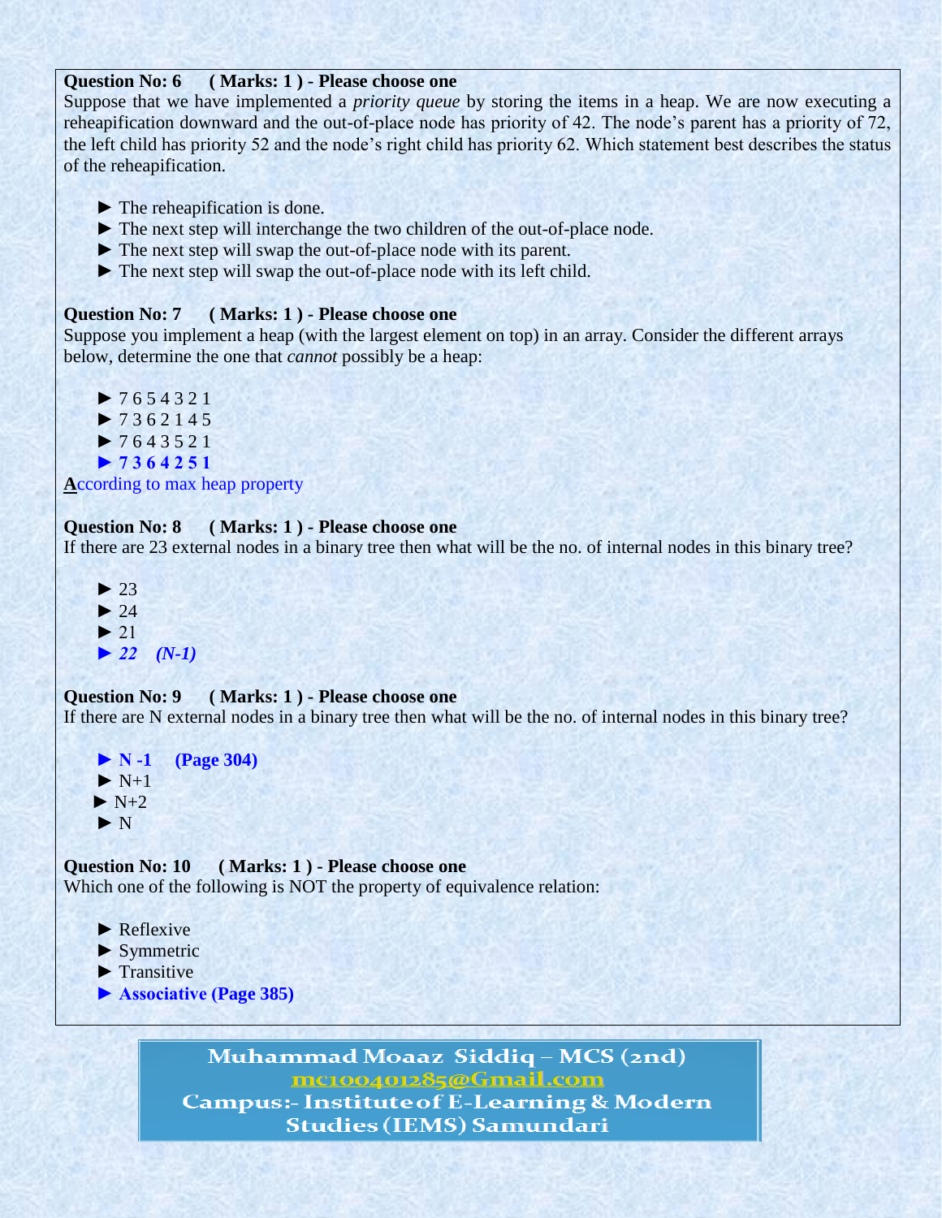**Question No: 6 ( Marks: 1 ) - Please choose one**

Suppose that we have implemented a *priority queue* by storing the items in a heap. We are now executing a reheapification downward and the out-of-place node has priority of 42. The node's parent has a priority of 72, the left child has priority 52 and the node's right child has priority 62. Which statement best describes the status of the reheapification.

- ► The reheapification is done.
- ► The next step will interchange the two children of the out-of-place node.
- ► The next step will swap the out-of-place node with its parent.
- ► The next step will swap the out-of-place node with its left child.

**Question No: 7 ( Marks: 1 ) - Please choose one**

Suppose you implement a heap (with the largest element on top) in an array. Consider the different arrays below, determine the one that *cannot* possibly be a heap:

- ► 7 6 5 4 3 2 1
- ► 7 3 6 2 1 4 5
- ► 7 6 4 3 5 2 1
- ► **7 3 6 4 2 5 1**

**A**ccording to max heap property

**Question No: 8 ( Marks: 1 ) - Please choose one**

If there are 23 external nodes in a binary tree then what will be the no. of internal nodes in this binary tree?

- ► 23
- ► 24
- ► 21
- ► *22 (N-1)*

**Question No: 9 ( Marks: 1 ) - Please choose one**

If there are N external nodes in a binary tree then what will be the no. of internal nodes in this binary tree?

- ► **N -1 (Page 304)**
- ► N+1
- ► N+2
- ► N

**Question No: 10 ( Marks: 1 ) - Please choose one**

Which one of the following is NOT the property of equivalence relation:

- ► Reflexive
- ► Symmetric
- ► Transitive
- ► **Associative (Page 385)**

Muhammad Moaaz Siddiq – MCS (2nd)
mc100401285@Gmail.com
Campus:- Institute of E-Learning & Modern Studies (IEMS) Samundari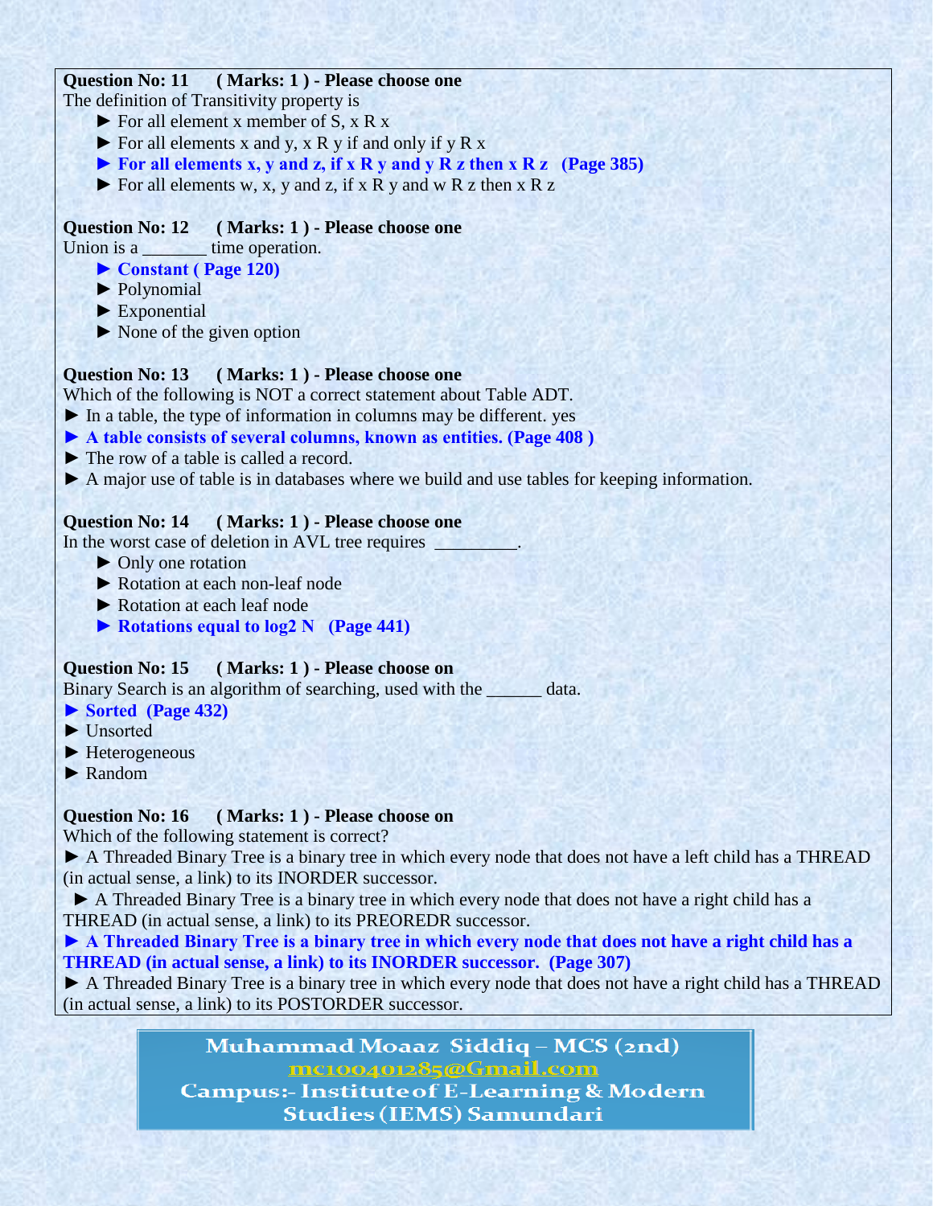**Question No: 11 ( Marks: 1 ) - Please choose one**

The definition of Transitivity property is

- ► For all element x member of S, x R x
- ► For all elements x and y, x R y if and only if y R x
- **► For all elements x, y and z, if x R y and y R z then x R z (Page 385)**
- ► For all elements w, x, y and z, if x R y and w R z then x R z

**Question No: 12 ( Marks: 1 ) - Please choose one**

Union is a _______ time operation.

- **► Constant ( Page 120)**
- ► Polynomial
- ► Exponential
- ► None of the given option

**Question No: 13 ( Marks: 1 ) - Please choose one**

Which of the following is NOT a correct statement about Table ADT.

- ► In a table, the type of information in columns may be different. yes
- **► A table consists of several columns, known as entities. (Page 408 )**
- ► The row of a table is called a record.
- ► A major use of table is in databases where we build and use tables for keeping information.

**Question No: 14 ( Marks: 1 ) - Please choose one**

In the worst case of deletion in AVL tree requires _________.

- ► Only one rotation
- ► Rotation at each non-leaf node
- ► Rotation at each leaf node
- **► Rotations equal to log2 N (Page 441)**

**Question No: 15 ( Marks: 1 ) - Please choose on**

Binary Search is an algorithm of searching, used with the ______ data.

- **► Sorted (Page 432)**
- ► Unsorted
- ► Heterogeneous
- ► Random

**Question No: 16 ( Marks: 1 ) - Please choose on**

Which of the following statement is correct?

- ► A Threaded Binary Tree is a binary tree in which every node that does not have a left child has a THREAD (in actual sense, a link) to its INORDER successor.
- ► A Threaded Binary Tree is a binary tree in which every node that does not have a right child has a THREAD (in actual sense, a link) to its PREOREDR successor.
- **► A Threaded Binary Tree is a binary tree in which every node that does not have a right child has a THREAD (in actual sense, a link) to its INORDER successor. (Page 307)**
- ► A Threaded Binary Tree is a binary tree in which every node that does not have a right child has a THREAD (in actual sense, a link) to its POSTORDER successor.

Muhammad Moaaz Siddiq – MCS (2nd)
mc100401285@Gmail.com
Campus:- Institute of E-Learning & Modern Studies (IEMS) Samundari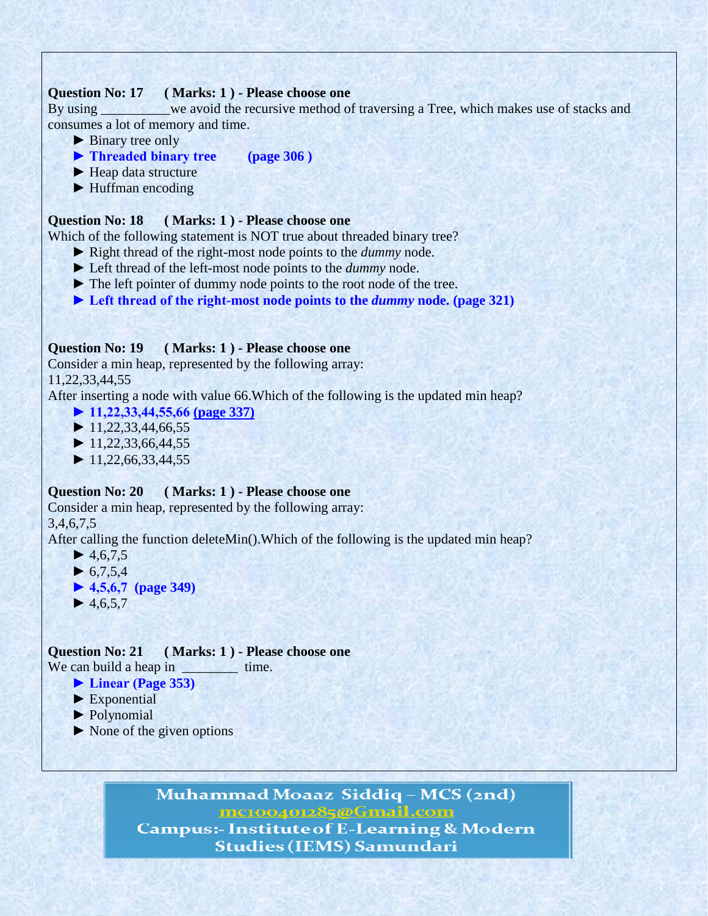**Question No: 17 ( Marks: 1 ) - Please choose one**

By using __________we avoid the recursive method of traversing a Tree, which makes use of stacks and consumes a lot of memory and time.

► Binary tree only

► **Threaded binary tree (page 306 )**

► Heap data structure

► Huffman encoding

**Question No: 18 ( Marks: 1 ) - Please choose one**

Which of the following statement is NOT true about threaded binary tree?

► Right thread of the right-most node points to the *dummy* node.

► Left thread of the left-most node points to the *dummy* node.

► The left pointer of dummy node points to the root node of the tree.

► **Left thread of the right-most node points to the *dummy* node. (page 321)**

**Question No: 19 ( Marks: 1 ) - Please choose one**

Consider a min heap, represented by the following array:

11,22,33,44,55

After inserting a node with value 66.Which of the following is the updated min heap?

► **11,22,33,44,55,66 (page 337)**

► 11,22,33,44,66,55

► 11,22,33,66,44,55

► 11,22,66,33,44,55

**Question No: 20 ( Marks: 1 ) - Please choose one**

Consider a min heap, represented by the following array:

3,4,6,7,5

After calling the function deleteMin().Which of the following is the updated min heap?

► 4,6,7,5

► 6,7,5,4

► **4,5,6,7 (page 349)**

► 4,6,5,7

**Question No: 21 ( Marks: 1 ) - Please choose one**

We can build a heap in ________ time.

► **Linear (Page 353)**

► Exponential

► Polynomial

► None of the given options

Muhammad Moaaz Siddiq – MCS (2nd)
mc100401285@Gmail.com
Campus:- Institute of E-Learning & Modern Studies (IEMS) Samundari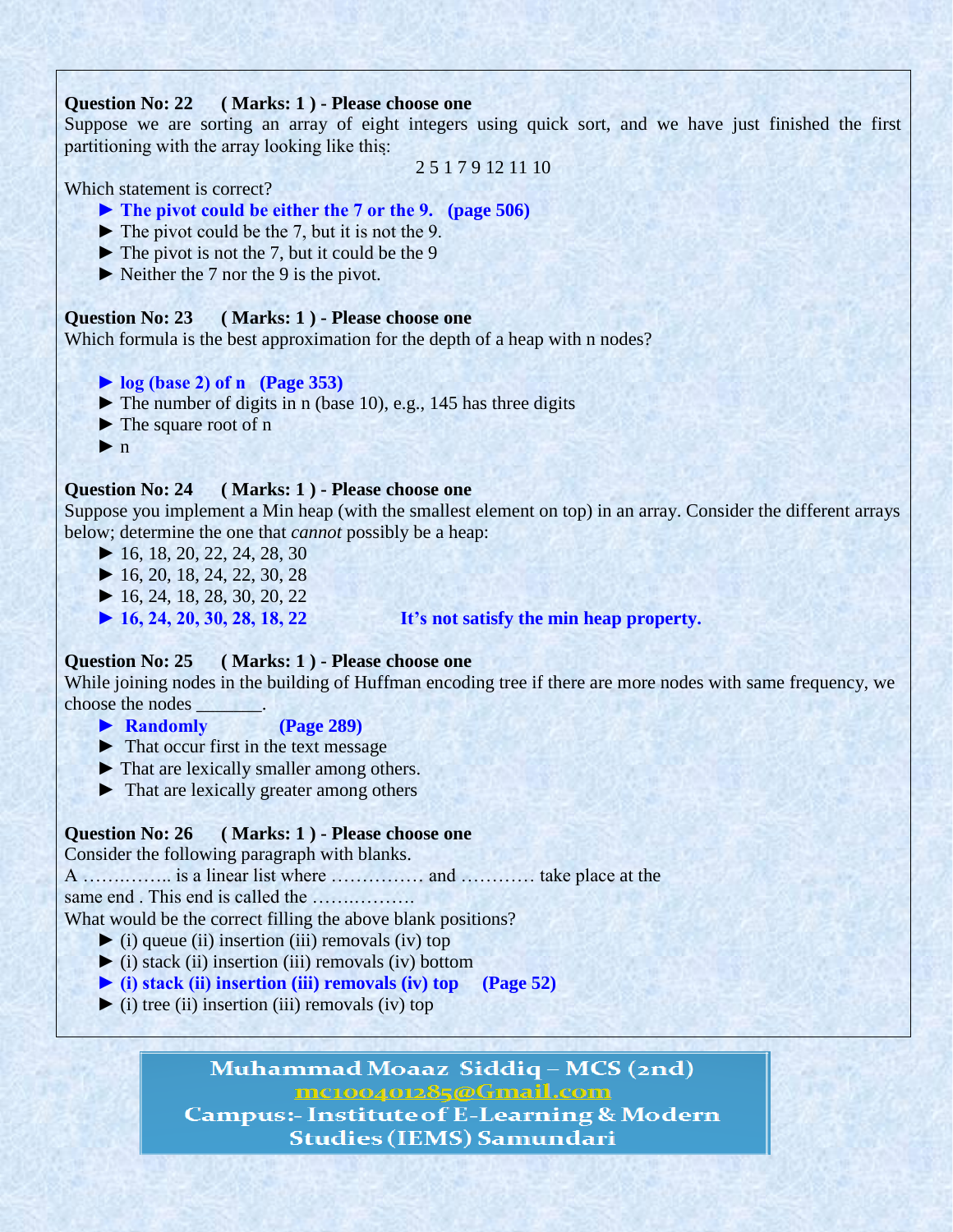**Question No: 22 ( Marks: 1 ) - Please choose one**

Suppose we are sorting an array of eight integers using quick sort, and we have just finished the first partitioning with the array looking like this:

2 5 1 7 9 12 11 10

Which statement is correct?

- ► **The pivot could be either the 7 or the 9. (page 506)**
- ► The pivot could be the 7, but it is not the 9.
- ► The pivot is not the 7, but it could be the 9
- ► Neither the 7 nor the 9 is the pivot.

**Question No: 23 ( Marks: 1 ) - Please choose one**

Which formula is the best approximation for the depth of a heap with n nodes?

- ► **log (base 2) of n (Page 353)**
- ► The number of digits in n (base 10), e.g., 145 has three digits
- ► The square root of n
- ► n

**Question No: 24 ( Marks: 1 ) - Please choose one**

Suppose you implement a Min heap (with the smallest element on top) in an array. Consider the different arrays below; determine the one that *cannot* possibly be a heap:

- ► 16, 18, 20, 22, 24, 28, 30
- ► 16, 20, 18, 24, 22, 30, 28
- ► 16, 24, 18, 28, 30, 20, 22
- ► **16, 24, 20, 30, 28, 18, 22** **It's not satisfy the min heap property.**

**Question No: 25 ( Marks: 1 ) - Please choose one**

While joining nodes in the building of Huffman encoding tree if there are more nodes with same frequency, we choose the nodes _______.

- ► **Randomly (Page 289)**
- ► That occur first in the text message
- ► That are lexically smaller among others.
- ► That are lexically greater among others

**Question No: 26 ( Marks: 1 ) - Please choose one**

Consider the following paragraph with blanks.

A …….…….. is a linear list where …………… and ………… take place at the same end . This end is called the ……..……….

What would be the correct filling the above blank positions?

- ► (i) queue (ii) insertion (iii) removals (iv) top
- ► (i) stack (ii) insertion (iii) removals (iv) bottom
- ► **(i) stack (ii) insertion (iii) removals (iv) top (Page 52)**
- ► (i) tree (ii) insertion (iii) removals (iv) top

Muhammad Moaaz Siddiq – MCS (2nd)
mc100401285@Gmail.com
Campus:- Institute of E-Learning & Modern Studies (IEMS) Samundari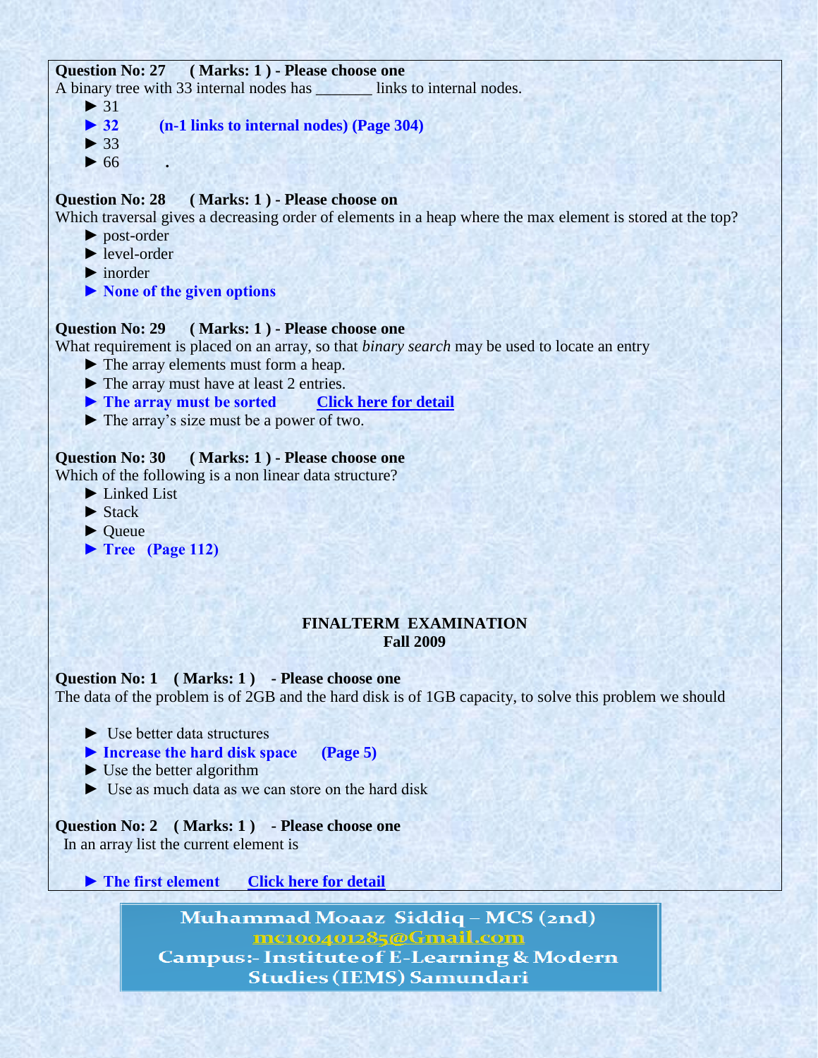**Question No: 27 ( Marks: 1 ) - Please choose one**

A binary tree with 33 internal nodes has _______ links to internal nodes.

- ► 31
- ► **32 (n-1 links to internal nodes) (Page 304)**
- ► 33
- ► 66 .

**Question No: 28 ( Marks: 1 ) - Please choose on**

Which traversal gives a decreasing order of elements in a heap where the max element is stored at the top?

- ► post-order
- ► level-order
- ► inorder
- ► **None of the given options**

**Question No: 29 ( Marks: 1 ) - Please choose one**

What requirement is placed on an array, so that *binary search* may be used to locate an entry

- ► The array elements must form a heap.
- ► The array must have at least 2 entries.
- ► **The array must be sorted** Click here for detail
- ► The array's size must be a power of two.

**Question No: 30 ( Marks: 1 ) - Please choose one**

Which of the following is a non linear data structure?

- ► Linked List
- ► Stack
- ► Queue
- ► **Tree (Page 112)**

## FINALTERM EXAMINATION
## Fall 2009

**Question No: 1 ( Marks: 1 ) - Please choose one**

The data of the problem is of 2GB and the hard disk is of 1GB capacity, to solve this problem we should

- ► Use better data structures
- ► **Increase the hard disk space (Page 5)**
- ► Use the better algorithm
- ► Use as much data as we can store on the hard disk

**Question No: 2 ( Marks: 1 ) - Please choose one**

In an array list the current element is

- ► **The first element** Click here for detail

Muhammad Moaaz Siddiq – MCS (2nd)
mc100401285@Gmail.com
Campus:- Institute of E-Learning & Modern Studies (IEMS) Samundari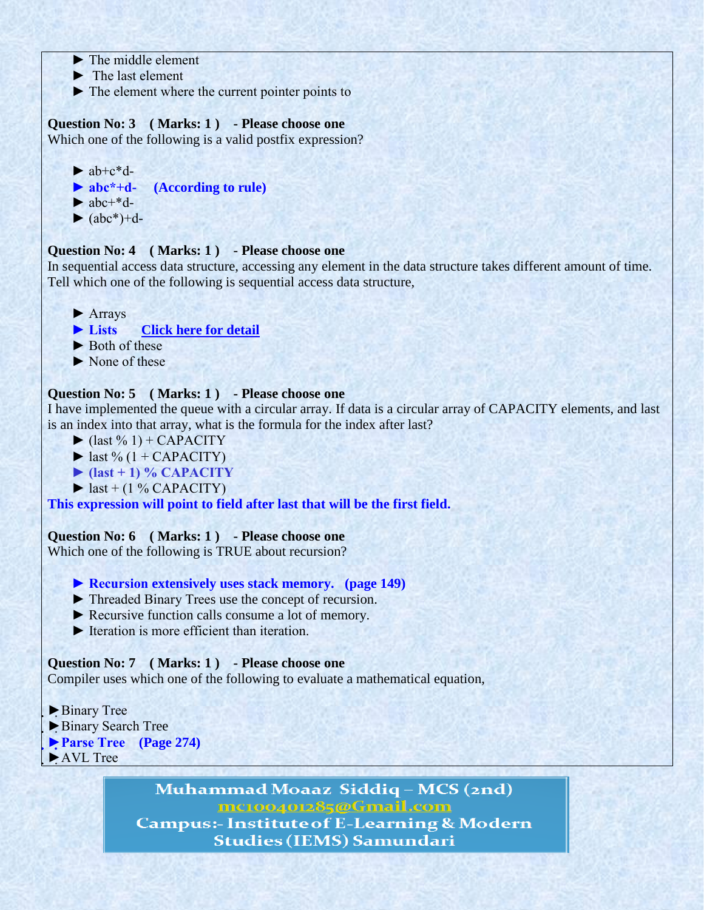► The middle element
► The last element
► The element where the current pointer points to

**Question No: 3 ( Marks: 1 ) - Please choose one**
Which one of the following is a valid postfix expression?

► ab+c*d-
► **abc*+d- (According to rule)**
► abc+*d-
► (abc*)+d-

**Question No: 4 ( Marks: 1 ) - Please choose one**
In sequential access data structure, accessing any element in the data structure takes different amount of time. Tell which one of the following is sequential access data structure,

► Arrays
► **Lists** **Click here for detail**
► Both of these
► None of these

**Question No: 5 ( Marks: 1 ) - Please choose one**
I have implemented the queue with a circular array. If data is a circular array of CAPACITY elements, and last is an index into that array, what is the formula for the index after last?
► (last % 1) + CAPACITY
► last % (1 + CAPACITY)
► **(last + 1) % CAPACITY**
► last + (1 % CAPACITY)
**This expression will point to field after last that will be the first field.**

**Question No: 6 ( Marks: 1 ) - Please choose one**
Which one of the following is TRUE about recursion?

► **Recursion extensively uses stack memory. (page 149)**
► Threaded Binary Trees use the concept of recursion.
► Recursive function calls consume a lot of memory.
► Iteration is more efficient than iteration.

**Question No: 7 ( Marks: 1 ) - Please choose one**
Compiler uses which one of the following to evaluate a mathematical equation,

► Binary Tree
► Binary Search Tree
► **Parse Tree (Page 274)**
► AVL Tree

**Muhammad Moaaz Siddiq – MCS (2nd)**
**mc100401285@Gmail.com**
**Campus:- Institute of E-Learning & Modern Studies (IEMS) Samundari**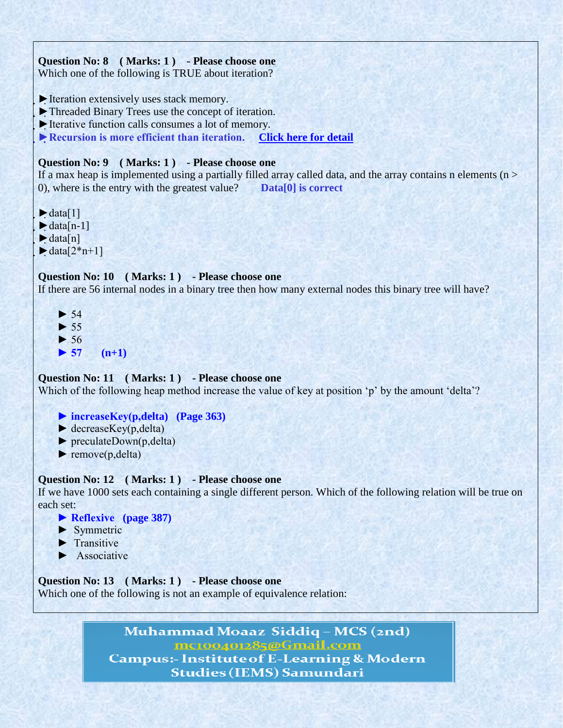**Question No: 8 ( Marks: 1 ) - Please choose one**
Which one of the following is TRUE about iteration?

- ► Iteration extensively uses stack memory.
- ► Threaded Binary Trees use the concept of iteration.
- ► Iterative function calls consumes a lot of memory.
- ► **Recursion is more efficient than iteration.** [Click here for detail]

**Question No: 9 ( Marks: 1 ) - Please choose one**
If a max heap is implemented using a partially filled array called data, and the array contains n elements (n > 0), where is the entry with the greatest value? **Data[0] is correct**

- ► data[1]
- ► data[n-1]
- ► data[n]
- ► data[2*n+1]

**Question No: 10 ( Marks: 1 ) - Please choose one**
If there are 56 internal nodes in a binary tree then how many external nodes this binary tree will have?

- ► 54
- ► 55
- ► 56
- ► **57 (n+1)**

**Question No: 11 ( Marks: 1 ) - Please choose one**
Which of the following heap method increase the value of key at position 'p' by the amount 'delta'?

- ► **increaseKey(p,delta) (Page 363)**
- ► decreaseKey(p,delta)
- ► preculateDown(p,delta)
- ► remove(p,delta)

**Question No: 12 ( Marks: 1 ) - Please choose one**
If we have 1000 sets each containing a single different person. Which of the following relation will be true on each set:

- ► **Reflexive (page 387)**
- ► Symmetric
- ► Transitive
- ► Associative

**Question No: 13 ( Marks: 1 ) - Please choose one**
Which one of the following is not an example of equivalence relation:

Muhammad Moaaz Siddiq – MCS (2nd)
mc100401285@Gmail.com
Campus:- Institute of E-Learning & Modern Studies (IEMS) Samundari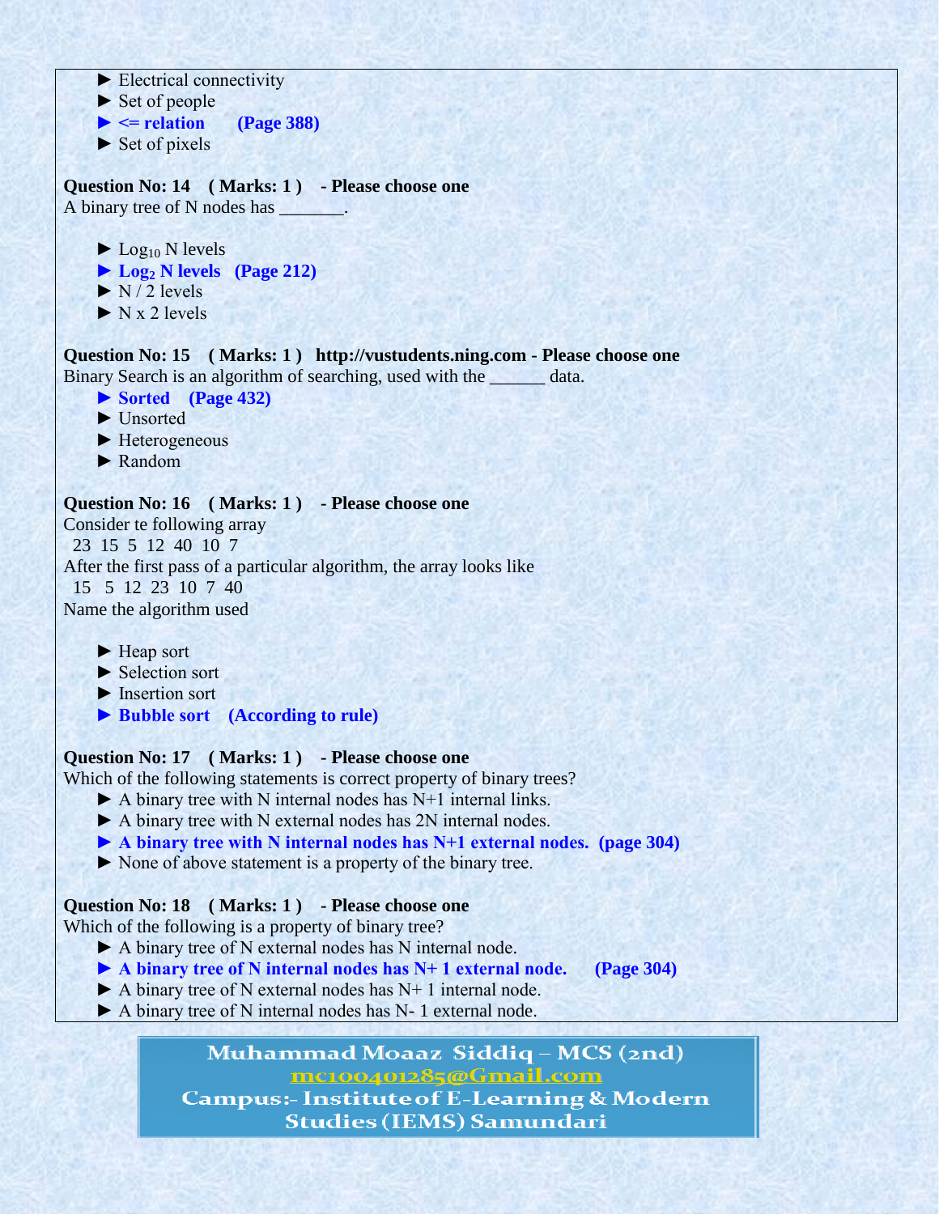► Electrical connectivity
► Set of people
► **<= relation (Page 388)**
► Set of pixels

**Question No: 14 ( Marks: 1 ) - Please choose one**
A binary tree of N nodes has _______.

► $Log_{10}$ N levels
► **$Log_2$ N levels (Page 212)**
► N / 2 levels
► N x 2 levels

**Question No: 15 ( Marks: 1 ) http://vustudents.ning.com - Please choose one**
Binary Search is an algorithm of searching, used with the ______ data.
► **Sorted (Page 432)**
► Unsorted
► Heterogeneous
► Random

**Question No: 16 ( Marks: 1 ) - Please choose one**
Consider te following array
23 15 5 12 40 10 7
After the first pass of a particular algorithm, the array looks like
15 5 12 23 10 7 40
Name the algorithm used

► Heap sort
► Selection sort
► Insertion sort
► **Bubble sort (According to rule)**

**Question No: 17 ( Marks: 1 ) - Please choose one**
Which of the following statements is correct property of binary trees?
► A binary tree with N internal nodes has N+1 internal links.
► A binary tree with N external nodes has 2N internal nodes.
► **A binary tree with N internal nodes has N+1 external nodes. (page 304)**
► None of above statement is a property of the binary tree.

**Question No: 18 ( Marks: 1 ) - Please choose one**
Which of the following is a property of binary tree?
► A binary tree of N external nodes has N internal node.
► **A binary tree of N internal nodes has N+ 1 external node. (Page 304)**
► A binary tree of N external nodes has N+ 1 internal node.
► A binary tree of N internal nodes has N- 1 external node.

Muhammad Moaaz Siddiq – MCS (2nd)
mc100401285@Gmail.com
Campus:- Institute of E-Learning & Modern Studies (IEMS) Samundari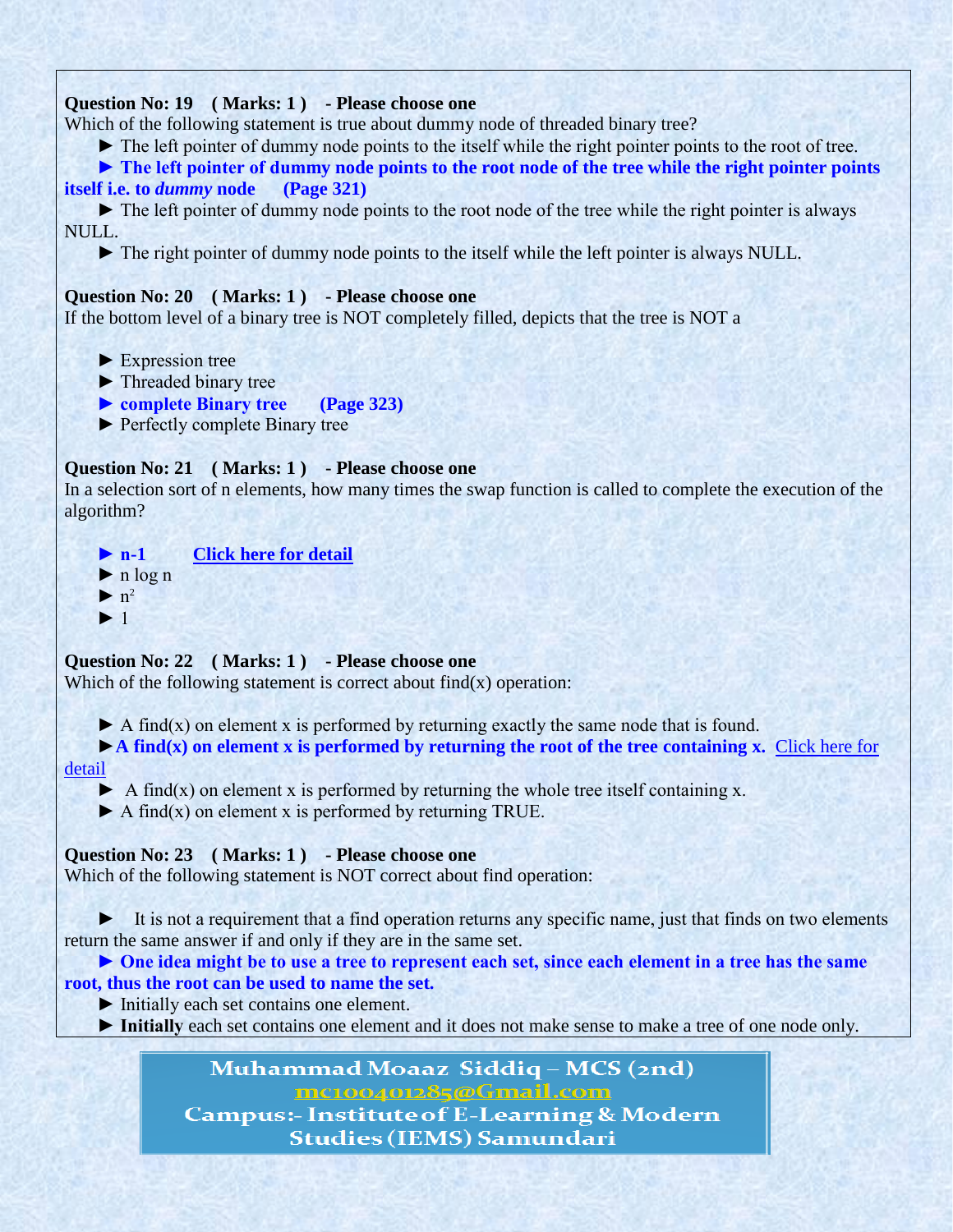**Question No: 19 ( Marks: 1 ) - Please choose one**

Which of the following statement is true about dummy node of threaded binary tree?

► The left pointer of dummy node points to the itself while the right pointer points to the root of tree.

► **The left pointer of dummy node points to the root node of the tree while the right pointer points itself i.e. to *dummy* node (Page 321)**

► The left pointer of dummy node points to the root node of the tree while the right pointer is always NULL.

► The right pointer of dummy node points to the itself while the left pointer is always NULL.

**Question No: 20 ( Marks: 1 ) - Please choose one**

If the bottom level of a binary tree is NOT completely filled, depicts that the tree is NOT a

► Expression tree

► Threaded binary tree

► **complete Binary tree (Page 323)**

► Perfectly complete Binary tree

**Question No: 21 ( Marks: 1 ) - Please choose one**

In a selection sort of n elements, how many times the swap function is called to complete the execution of the algorithm?

► **n-1** Click here for detail

► n log n

► $n^2$

► 1

**Question No: 22 ( Marks: 1 ) - Please choose one**

Which of the following statement is correct about find(x) operation:

► A find(x) on element x is performed by returning exactly the same node that is found.

► **A find(x) on element x is performed by returning the root of the tree containing x.** Click here for detail

► A find(x) on element x is performed by returning the whole tree itself containing x.

► A find(x) on element x is performed by returning TRUE.

**Question No: 23 ( Marks: 1 ) - Please choose one**

Which of the following statement is NOT correct about find operation:

► It is not a requirement that a find operation returns any specific name, just that finds on two elements return the same answer if and only if they are in the same set.

► **One idea might be to use a tree to represent each set, since each element in a tree has the same root, thus the root can be used to name the set.**

► Initially each set contains one element.

► **Initially** each set contains one element and it does not make sense to make a tree of one node only.

Muhammad Moaaz Siddiq – MCS (2nd)
mc100401285@Gmail.com
Campus:- Institute of E-Learning & Modern Studies (IEMS) Samundari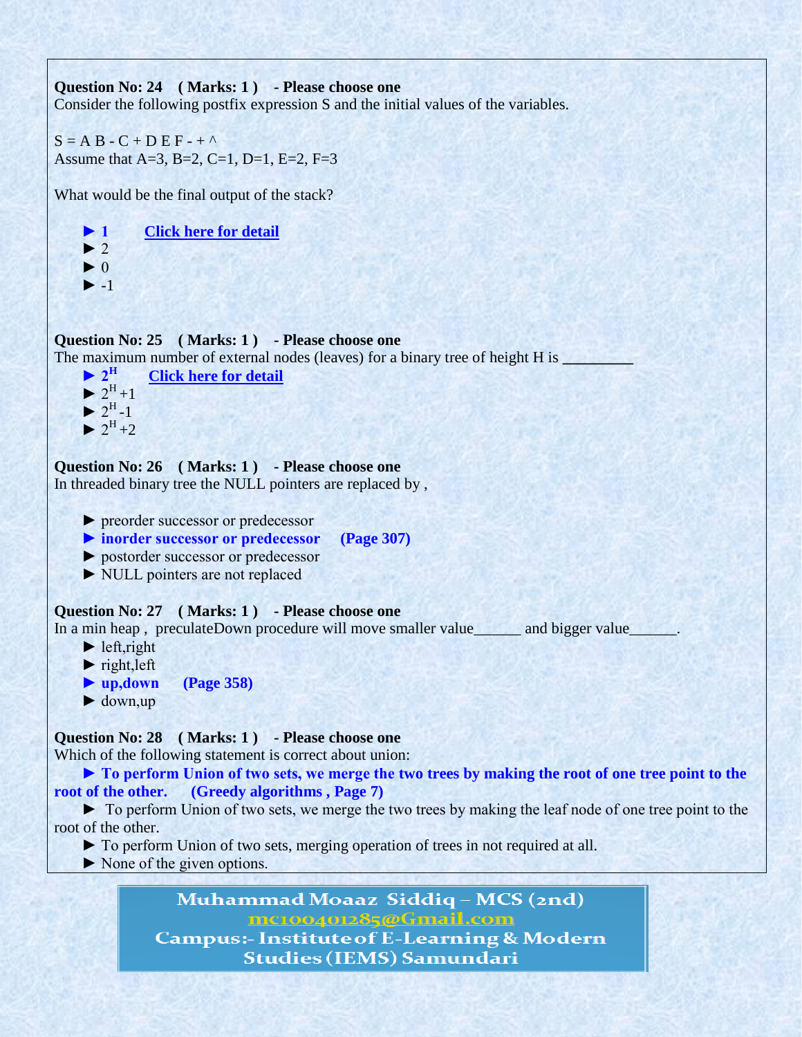**Question No: 24 ( Marks: 1 ) - Please choose one**

Consider the following postfix expression S and the initial values of the variables.

S = A B - C + D E F - + ^

Assume that A=3, B=2, C=1, D=1, E=2, F=3

What would be the final output of the stack?

- ► **1** **Click here for detail**
- ► 2
- ► 0
- ► -1

**Question No: 25 ( Marks: 1 ) - Please choose one**

The maximum number of external nodes (leaves) for a binary tree of height H is _________

- ► **$2^H$** **Click here for detail**
- ► $2^H+1$
- ► $2^H-1$
- ► $2^H+2$

**Question No: 26 ( Marks: 1 ) - Please choose one**

In threaded binary tree the NULL pointers are replaced by ,

- ► preorder successor or predecessor
- ► **inorder successor or predecessor (Page 307)**
- ► postorder successor or predecessor
- ► NULL pointers are not replaced

**Question No: 27 ( Marks: 1 ) - Please choose one**

In a min heap , preculateDown procedure will move smaller value______ and bigger value______.

- ► left,right
- ► right,left
- ► **up,down (Page 358)**
- ► down,up

**Question No: 28 ( Marks: 1 ) - Please choose one**

Which of the following statement is correct about union:

- ► **To perform Union of two sets, we merge the two trees by making the root of one tree point to the root of the other. (Greedy algorithms , Page 7)**
- ► To perform Union of two sets, we merge the two trees by making the leaf node of one tree point to the root of the other.
- ► To perform Union of two sets, merging operation of trees in not required at all.
- ► None of the given options.

Muhammad Moaaz Siddiq – MCS (2nd)
mc100401285@Gmail.com
Campus:- Institute of E-Learning & Modern Studies (IEMS) Samundari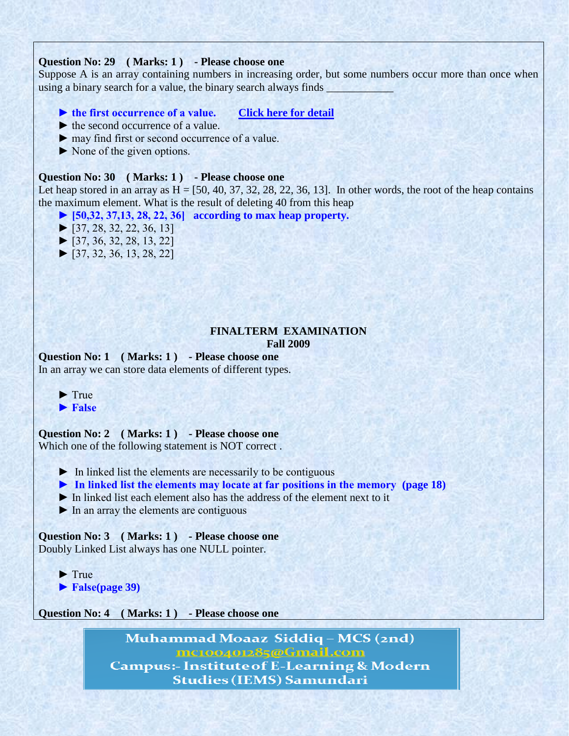**Question No: 29 ( Marks: 1 ) - Please choose one**

Suppose A is an array containing numbers in increasing order, but some numbers occur more than once when using a binary search for a value, the binary search always finds ____________

- ► **the first occurrence of a value.** [Click here for detail]
- ► the second occurrence of a value.
- ► may find first or second occurrence of a value.
- ► None of the given options.

**Question No: 30 ( Marks: 1 ) - Please choose one**

Let heap stored in an array as H = [50, 40, 37, 32, 28, 22, 36, 13]. In other words, the root of the heap contains the maximum element. What is the result of deleting 40 from this heap

- ► **[50,32, 37,13, 28, 22, 36] according to max heap property.**
- ► [37, 28, 32, 22, 36, 13]
- ► [37, 36, 32, 28, 13, 22]
- ► [37, 32, 36, 13, 28, 22]

## FINALTERM EXAMINATION
## Fall 2009

**Question No: 1 ( Marks: 1 ) - Please choose one**

In an array we can store data elements of different types.

- ► True
- ► **False**

**Question No: 2 ( Marks: 1 ) - Please choose one**

Which one of the following statement is NOT correct .

- ► In linked list the elements are necessarily to be contiguous
- ► **In linked list the elements may locate at far positions in the memory (page 18)**
- ► In linked list each element also has the address of the element next to it
- ► In an array the elements are contiguous

**Question No: 3 ( Marks: 1 ) - Please choose one**

Doubly Linked List always has one NULL pointer.

- ► True
- ► **False(page 39)**

**Question No: 4 ( Marks: 1 ) - Please choose one**

Muhammad Moaaz Siddiq – MCS (2nd)
mc100401285@Gmail.com
Campus:- Institute of E-Learning & Modern Studies (IEMS) Samundari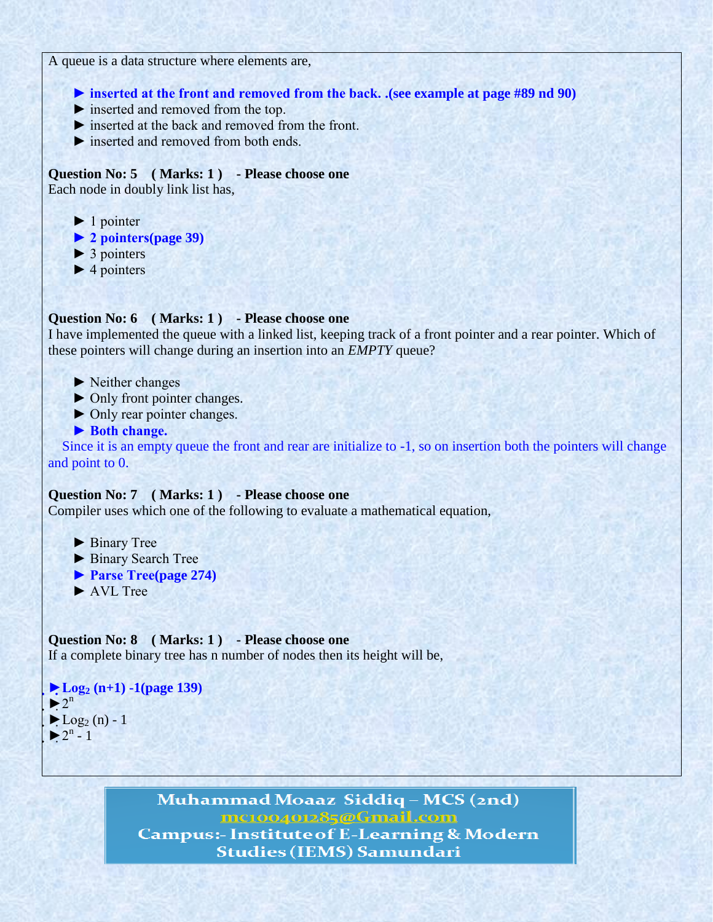A queue is a data structure where elements are,

- ► **inserted at the front and removed from the back. .(see example at page #89 nd 90)**
- ► inserted and removed from the top.
- ► inserted at the back and removed from the front.
- ► inserted and removed from both ends.

**Question No: 5 ( Marks: 1 ) - Please choose one**
Each node in doubly link list has,

- ► 1 pointer
- ► **2 pointers(page 39)**
- ► 3 pointers
- ► 4 pointers

**Question No: 6 ( Marks: 1 ) - Please choose one**
I have implemented the queue with a linked list, keeping track of a front pointer and a rear pointer. Which of these pointers will change during an insertion into an *EMPTY* queue?

- ► Neither changes
- ► Only front pointer changes.
- ► Only rear pointer changes.
- ► **Both change.**

Since it is an empty queue the front and rear are initialize to -1, so on insertion both the pointers will change and point to 0.

**Question No: 7 ( Marks: 1 ) - Please choose one**
Compiler uses which one of the following to evaluate a mathematical equation,

- ► Binary Tree
- ► Binary Search Tree
- ► **Parse Tree(page 274)**
- ► AVL Tree

**Question No: 8 ( Marks: 1 ) - Please choose one**
If a complete binary tree has n number of nodes then its height will be,

- ► **$Log_2 (n+1) -1$(page 139)**
- ► $2^n$
- ► $Log_2 (n) - 1$
- ► $2^n - 1$

Muhammad Moaaz Siddiq – MCS (2nd)
mc100401285@Gmail.com
Campus:- Institute of E-Learning & Modern Studies (IEMS) Samundari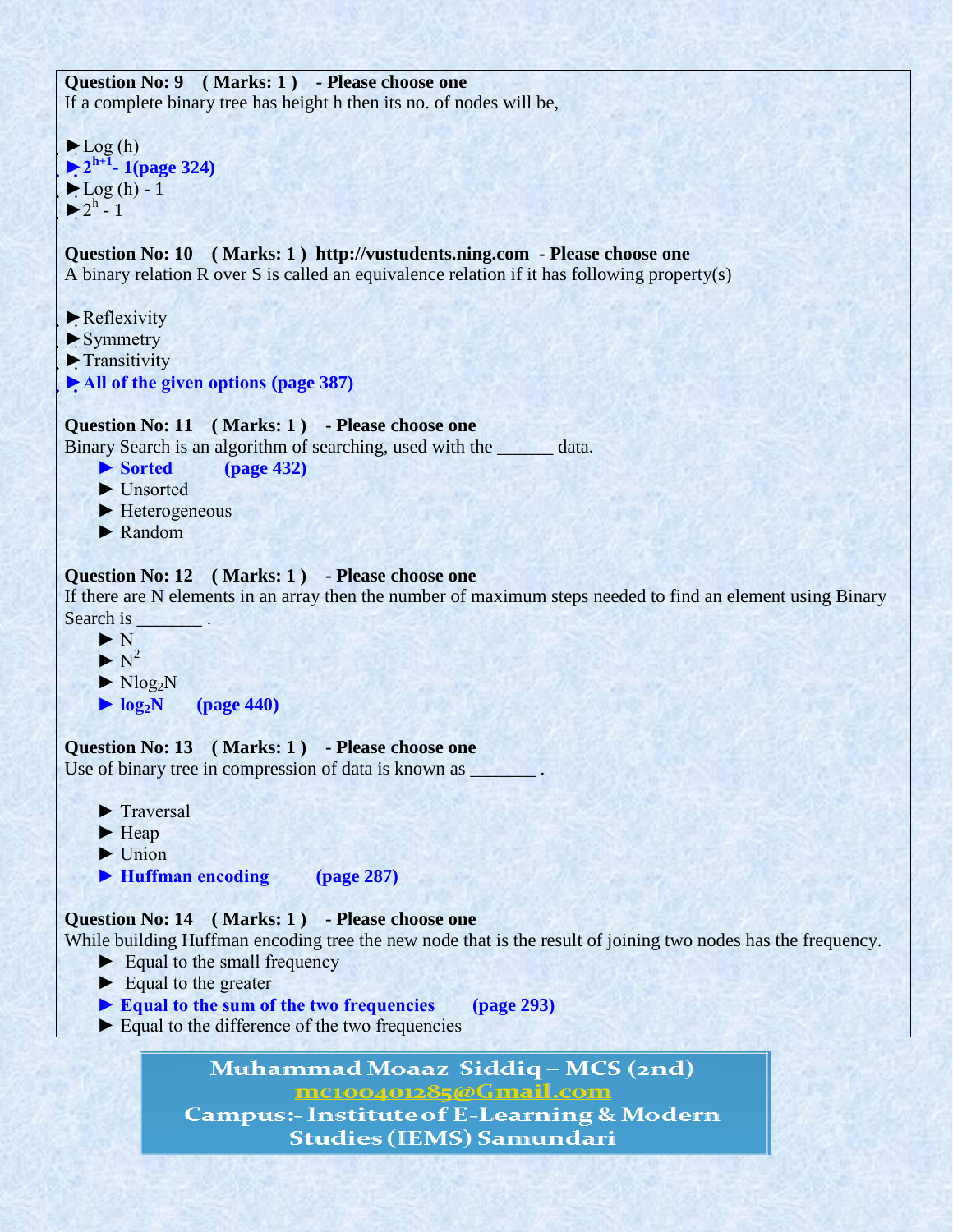**Question No: 9 ( Marks: 1 ) - Please choose one**

If a complete binary tree has height h then its no. of nodes will be,

- ► Log (h)
- **► $2^{h+1}$ - 1(page 324)**
- ► Log (h) - 1
- ► $2^h$ - 1

**Question No: 10 ( Marks: 1 ) http://vustudents.ning.com - Please choose one**

A binary relation R over S is called an equivalence relation if it has following property(s)

- ► Reflexivity
- ► Symmetry
- ► Transitivity
- **► All of the given options (page 387)**

**Question No: 11 ( Marks: 1 ) - Please choose one**

Binary Search is an algorithm of searching, used with the ______ data.

- **► Sorted (page 432)**
- ► Unsorted
- ► Heterogeneous
- ► Random

**Question No: 12 ( Marks: 1 ) - Please choose one**

If there are N elements in an array then the number of maximum steps needed to find an element using Binary Search is _______ .

- ► N
- ► $N^2$
- ► $N\log_2 N$
- **► $\log_2 N$ (page 440)**

**Question No: 13 ( Marks: 1 ) - Please choose one**

Use of binary tree in compression of data is known as _______ .

- ► Traversal
- ► Heap
- ► Union
- **► Huffman encoding (page 287)**

**Question No: 14 ( Marks: 1 ) - Please choose one**

While building Huffman encoding tree the new node that is the result of joining two nodes has the frequency.

- ► Equal to the small frequency
- ► Equal to the greater
- **► Equal to the sum of the two frequencies (page 293)**
- ► Equal to the difference of the two frequencies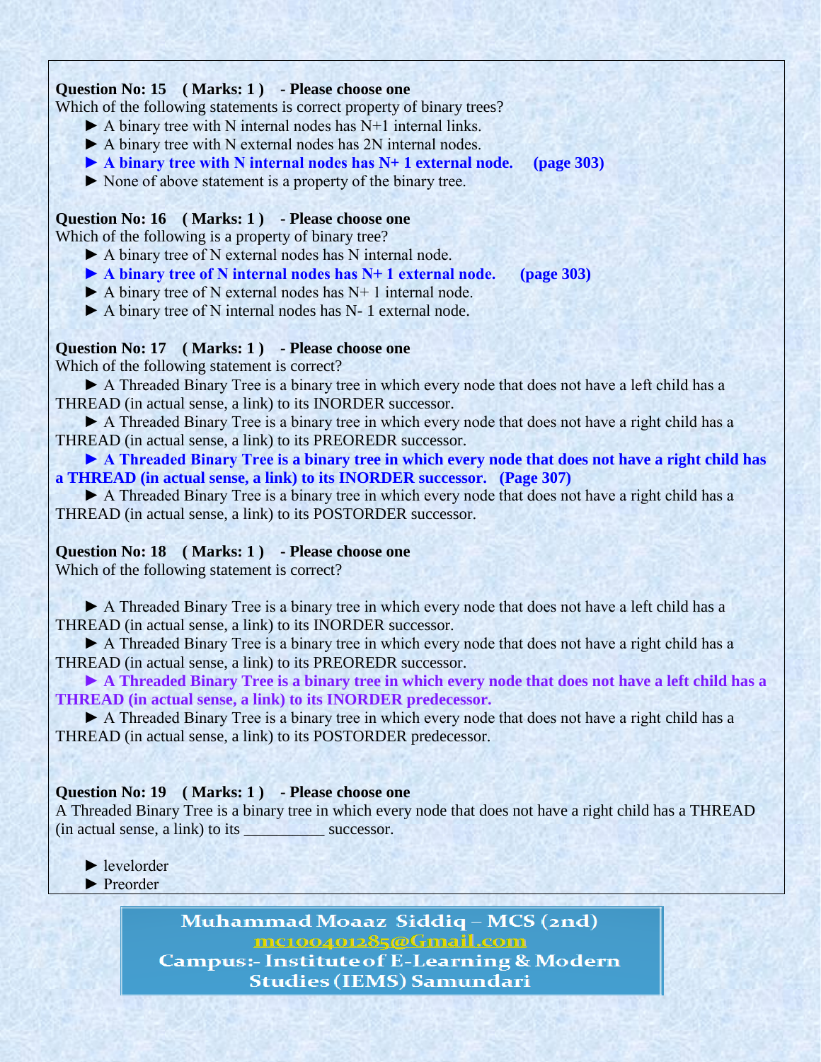**Question No: 15 ( Marks: 1 ) - Please choose one**

Which of the following statements is correct property of binary trees?

► A binary tree with N internal nodes has N+1 internal links.

► A binary tree with N external nodes has 2N internal nodes.

► **A binary tree with N internal nodes has N+ 1 external node. (page 303)**

► None of above statement is a property of the binary tree.

**Question No: 16 ( Marks: 1 ) - Please choose one**

Which of the following is a property of binary tree?

► A binary tree of N external nodes has N internal node.

► **A binary tree of N internal nodes has N+ 1 external node. (page 303)**

► A binary tree of N external nodes has N+ 1 internal node.

► A binary tree of N internal nodes has N- 1 external node.

**Question No: 17 ( Marks: 1 ) - Please choose one**

Which of the following statement is correct?

► A Threaded Binary Tree is a binary tree in which every node that does not have a left child has a THREAD (in actual sense, a link) to its INORDER successor.

► A Threaded Binary Tree is a binary tree in which every node that does not have a right child has a THREAD (in actual sense, a link) to its PREOREDR successor.

► **A Threaded Binary Tree is a binary tree in which every node that does not have a right child has a THREAD (in actual sense, a link) to its INORDER successor. (Page 307)**

► A Threaded Binary Tree is a binary tree in which every node that does not have a right child has a THREAD (in actual sense, a link) to its POSTORDER successor.

**Question No: 18 ( Marks: 1 ) - Please choose one**

Which of the following statement is correct?

► A Threaded Binary Tree is a binary tree in which every node that does not have a left child has a THREAD (in actual sense, a link) to its INORDER successor.

► A Threaded Binary Tree is a binary tree in which every node that does not have a right child has a THREAD (in actual sense, a link) to its PREOREDR successor.

► **A Threaded Binary Tree is a binary tree in which every node that does not have a left child has a THREAD (in actual sense, a link) to its INORDER predecessor.**

► A Threaded Binary Tree is a binary tree in which every node that does not have a right child has a THREAD (in actual sense, a link) to its POSTORDER predecessor.

**Question No: 19 ( Marks: 1 ) - Please choose one**

A Threaded Binary Tree is a binary tree in which every node that does not have a right child has a THREAD (in actual sense, a link) to its __________ successor.

► levelorder

► Preorder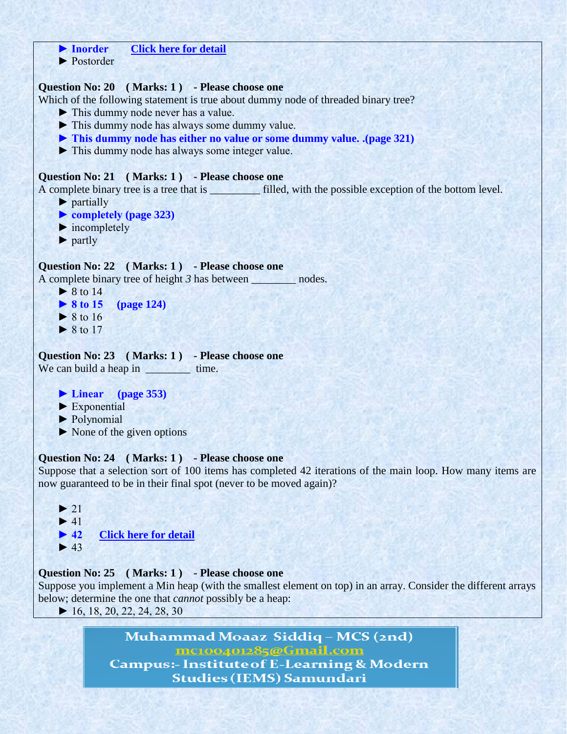► **Inorder** **Click here for detail**
► Postorder

**Question No: 20 ( Marks: 1 ) - Please choose one**
Which of the following statement is true about dummy node of threaded binary tree?
► This dummy node never has a value.
► This dummy node has always some dummy value.
► **This dummy node has either no value or some dummy value. .(page 321)**
► This dummy node has always some integer value.

**Question No: 21 ( Marks: 1 ) - Please choose one**
A complete binary tree is a tree that is _________ filled, with the possible exception of the bottom level.
► partially
► **completely (page 323)**
► incompletely
► partly

**Question No: 22 ( Marks: 1 ) - Please choose one**
A complete binary tree of height *3* has between ________ nodes.
► 8 to 14
► **8 to 15 (page 124)**
► 8 to 16
► 8 to 17

**Question No: 23 ( Marks: 1 ) - Please choose one**
We can build a heap in ________ time.

► **Linear (page 353)**
► Exponential
► Polynomial
► None of the given options

**Question No: 24 ( Marks: 1 ) - Please choose one**
Suppose that a selection sort of 100 items has completed 42 iterations of the main loop. How many items are now guaranteed to be in their final spot (never to be moved again)?

► 21
► 41
► **42** **Click here for detail**
► 43

**Question No: 25 ( Marks: 1 ) - Please choose one**
Suppose you implement a Min heap (with the smallest element on top) in an array. Consider the different arrays below; determine the one that *cannot* possibly be a heap:
► 16, 18, 20, 22, 24, 28, 30

Muhammad Moaaz Siddiq – MCS (2nd)
mc100401285@Gmail.com
Campus:- Institute of E-Learning & Modern Studies (IEMS) Samundari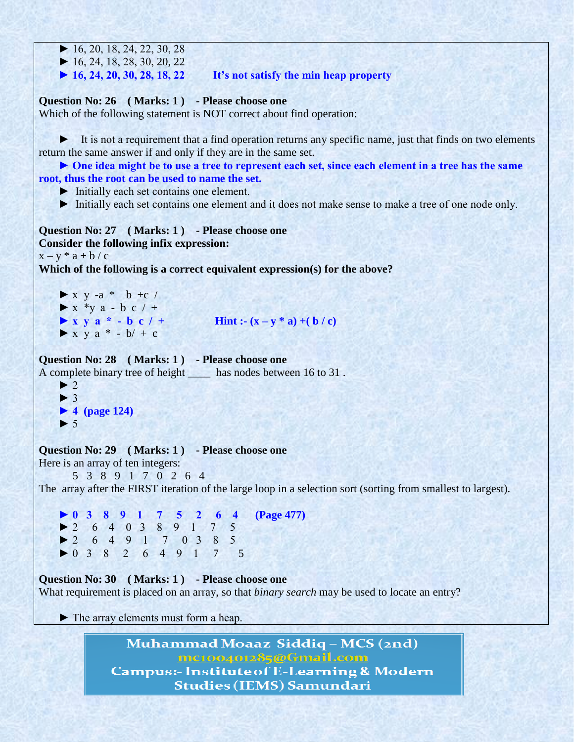► 16, 20, 18, 24, 22, 30, 28

► 16, 24, 18, 28, 30, 20, 22

► **16, 24, 20, 30, 28, 18, 22** **It's not satisfy the min heap property**

**Question No: 26 ( Marks: 1 ) - Please choose one**

Which of the following statement is NOT correct about find operation:

► It is not a requirement that a find operation returns any specific name, just that finds on two elements return the same answer if and only if they are in the same set.

► **One idea might be to use a tree to represent each set, since each element in a tree has the same root, thus the root can be used to name the set.**

► Initially each set contains one element.

► Initially each set contains one element and it does not make sense to make a tree of one node only.

**Question No: 27 ( Marks: 1 ) - Please choose one**

**Consider the following infix expression:**

x – y * a + b / c

**Which of the following is a correct equivalent expression(s) for the above?**

► x y -a * b +c /

► x *y a - b c / +

► **x y a * - b c / +** **Hint :- (x – y * a) +( b / c)**

► x y a * - b/ + c

**Question No: 28 ( Marks: 1 ) - Please choose one**

A complete binary tree of height ____ has nodes between 16 to 31 .

► 2

► 3

► **4 (page 124)**

► 5

**Question No: 29 ( Marks: 1 ) - Please choose one**

Here is an array of ten integers:

5 3 8 9 1 7 0 2 6 4

The array after the FIRST iteration of the large loop in a selection sort (sorting from smallest to largest).

► **0 3 8 9 1 7 5 2 6 4 (Page 477)**

► 2 6 4 0 3 8 9 1 7 5

► 2 6 4 9 1 7 0 3 8 5

► 0 3 8 2 6 4 9 1 7 5

**Question No: 30 ( Marks: 1 ) - Please choose one**

What requirement is placed on an array, so that *binary search* may be used to locate an entry?

► The array elements must form a heap.

Muhammad Moaaz Siddiq – MCS (2nd)
mc100401285@Gmail.com
Campus:- Institute of E-Learning & Modern Studies (IEMS) Samundari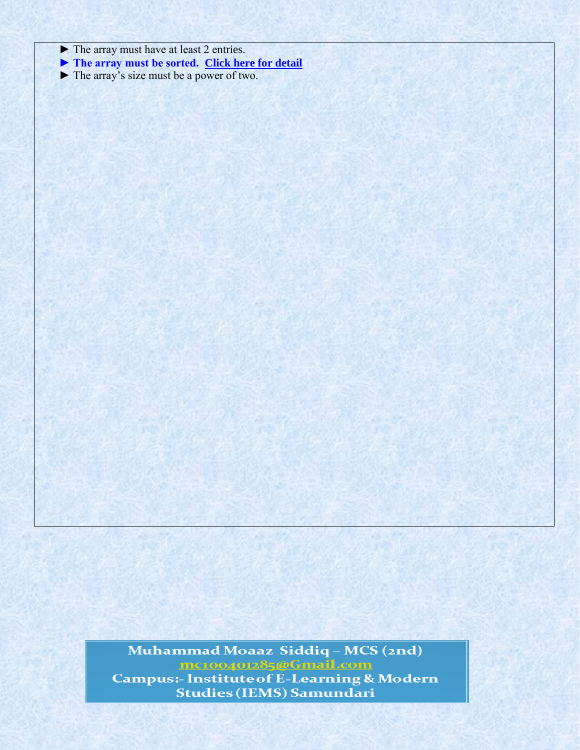► The array must have at least 2 entries.

► **The array must be sorted. [Click here for detail](#)**

► The array's size must be a power of two.

**Muhammad Moaaz Siddiq – MCS (2nd)**
**mc100401285@Gmail.com**
**Campus:- Institute of E-Learning & Modern Studies (IEMS) Samundari**